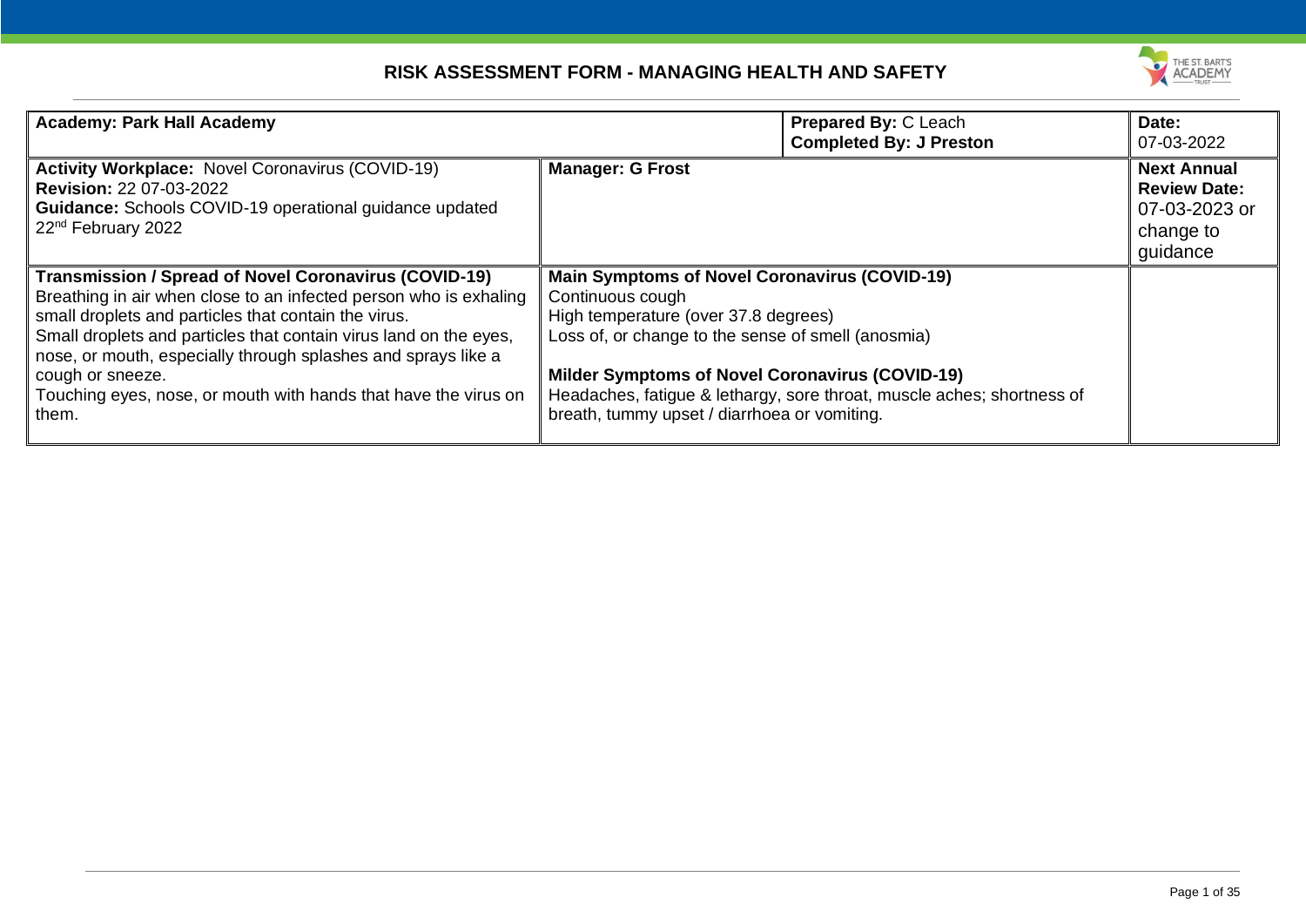# RISK ASSESSMENT FORM - MANAGING HEALTH AND SAFETY

| **Academy: Park Hall Academy** | | **Prepared By:** C Leach<br>**Completed By: J Preston** | **Date:**<br>07-03-2022 |
|---|---|---|---|
| **Activity Workplace:** Novel Coronavirus (COVID-19)<br>**Revision:** 22 07-03-2022<br>**Guidance:** Schools COVID-19 operational guidance updated 22nd February 2022 | **Manager: G Frost** | | **Next Annual Review Date:**<br>07-03-2023 or change to guidance |
| **Transmission / Spread of Novel Coronavirus (COVID-19)**<br>Breathing in air when close to an infected person who is exhaling small droplets and particles that contain the virus.<br>Small droplets and particles that contain virus land on the eyes, nose, or mouth, especially through splashes and sprays like a cough or sneeze.<br>Touching eyes, nose, or mouth with hands that have the virus on them. | **Main Symptoms of Novel Coronavirus (COVID-19)**<br>Continuous cough<br>High temperature (over 37.8 degrees)<br>Loss of, or change to the sense of smell (anosmia)<br><br>**Milder Symptoms of Novel Coronavirus (COVID-19)**<br>Headaches, fatigue & lethargy, sore throat, muscle aches; shortness of breath, tummy upset / diarrhoea or vomiting. | | |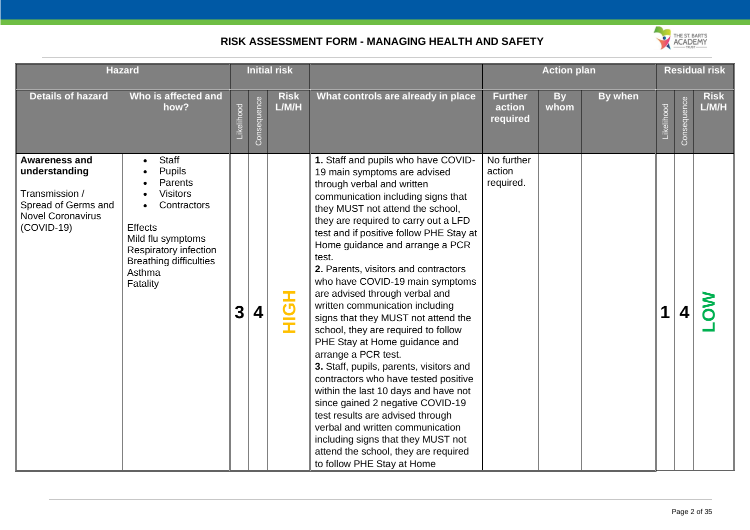# RISK ASSESSMENT FORM - MANAGING HEALTH AND SAFETY

| Hazard | | Initial risk | | | | Action plan | | | Residual risk | | |
|---|---|---|---|---|---|---|---|---|---|---|---|
| Details of hazard | Who is affected and how? | Likelihood | Consequence | Risk L/M/H | What controls are already in place | Further action required | By whom | By when | Likelihood | Consequence | Risk L/M/H |
| **Awareness and understanding**<br><br>Transmission / Spread of Germs and Novel Coronavirus (COVID-19) | • Staff<br>• Pupils<br>• Parents<br>• Visitors<br>• Contractors<br><br>Effects<br>Mild flu symptoms<br>Respiratory infection<br>Breathing difficulties<br>Asthma<br>Fatality | **3** | **4** | **HIGH** | **1.** Staff and pupils who have COVID-19 main symptoms are advised through verbal and written communication including signs that they MUST not attend the school, they are required to carry out a LFD test and if positive follow PHE Stay at Home guidance and arrange a PCR test.<br>**2.** Parents, visitors and contractors who have COVID-19 main symptoms are advised through verbal and written communication including signs that they MUST not attend the school, they are required to follow PHE Stay at Home guidance and arrange a PCR test.<br>**3.** Staff, pupils, parents, visitors and contractors who have tested positive within the last 10 days and have not since gained 2 negative COVID-19 test results are advised through verbal and written communication including signs that they MUST not attend the school, they are required to follow PHE Stay at Home | No further action required. | | | **1** | **4** | **LOW** |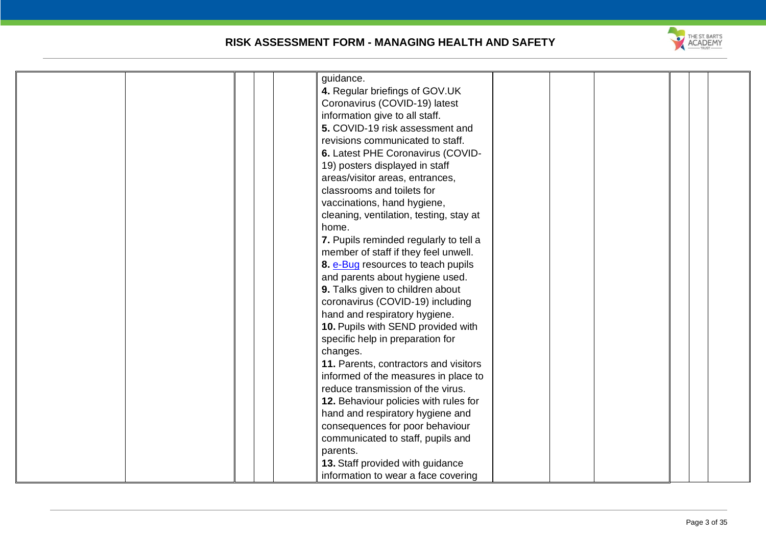| | | | | | | | | | | | |
|---|---|---|---|---|---|---|---|---|---|---|---|
| | | | | | guidance.<br>**4.** Regular briefings of GOV.UK Coronavirus (COVID-19) latest information give to all staff.<br>**5.** COVID-19 risk assessment and revisions communicated to staff.<br>**6.** Latest PHE Coronavirus (COVID-19) posters displayed in staff areas/visitor areas, entrances, classrooms and toilets for vaccinations, hand hygiene, cleaning, ventilation, testing, stay at home.<br>**7.** Pupils reminded regularly to tell a member of staff if they feel unwell.<br>**8.** e-Bug resources to teach pupils and parents about hygiene used.<br>**9.** Talks given to children about coronavirus (COVID-19) including hand and respiratory hygiene.<br>**10.** Pupils with SEND provided with specific help in preparation for changes.<br>**11.** Parents, contractors and visitors informed of the measures in place to reduce transmission of the virus.<br>**12.** Behaviour policies with rules for hand and respiratory hygiene and consequences for poor behaviour communicated to staff, pupils and parents.<br>**13.** Staff provided with guidance information to wear a face covering | | | | | | |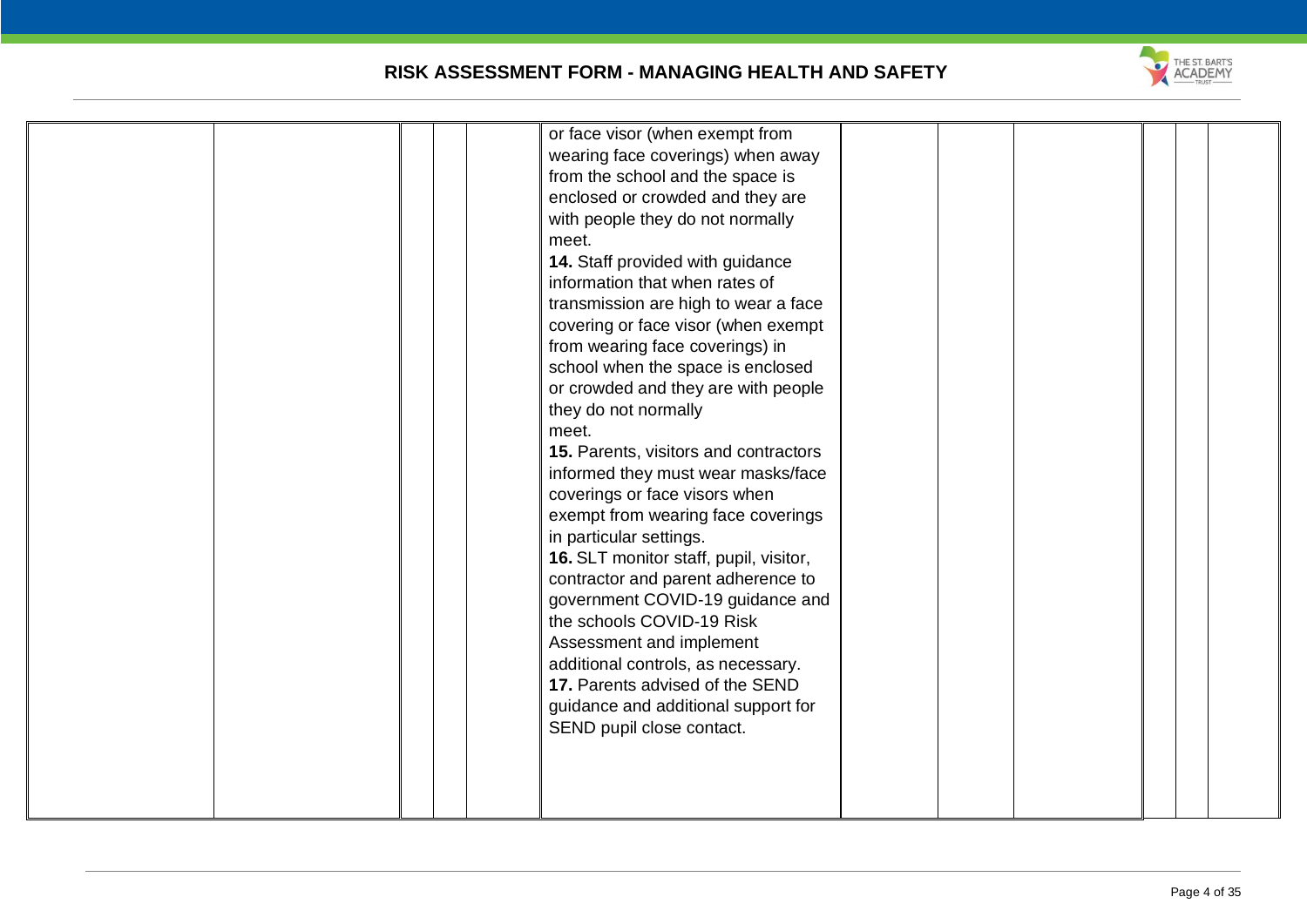| | | | | | | | | | | | |
|---|---|---|---|---|---|---|---|---|---|---|---|
| | | | | | or face visor (when exempt from wearing face coverings) when away from the school and the space is enclosed or crowded and they are with people they do not normally meet.<br>**14.** Staff provided with guidance information that when rates of transmission are high to wear a face covering or face visor (when exempt from wearing face coverings) in school when the space is enclosed or crowded and they are with people they do not normally meet.<br>**15.** Parents, visitors and contractors informed they must wear masks/face coverings or face visors when exempt from wearing face coverings in particular settings.<br>**16.** SLT monitor staff, pupil, visitor, contractor and parent adherence to government COVID-19 guidance and the schools COVID-19 Risk Assessment and implement additional controls, as necessary.<br>**17.** Parents advised of the SEND guidance and additional support for SEND pupil close contact. | | | | | | |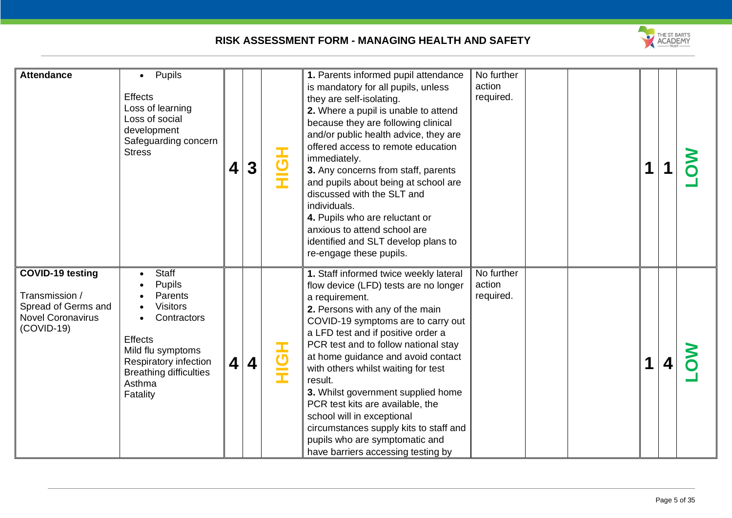**RISK ASSESSMENT FORM - MANAGING HEALTH AND SAFETY**

| | | | | | | | | | | | |
|---|---|---|---|---|---|---|---|---|---|---|---|
| **Attendance** | • Pupils<br><br>Effects<br>Loss of learning<br>Loss of social development<br>Safeguarding concern<br>Stress | **4** | **3** | **HIGH** | **1.** Parents informed pupil attendance is mandatory for all pupils, unless they are self-isolating.<br>**2.** Where a pupil is unable to attend because they are following clinical and/or public health advice, they are offered access to remote education immediately.<br>**3.** Any concerns from staff, parents and pupils about being at school are discussed with the SLT and individuals.<br>**4.** Pupils who are reluctant or anxious to attend school are identified and SLT develop plans to re-engage these pupils. | No further action required. | | | **1** | **1** | **LOW** |
| **COVID-19 testing**<br><br>Transmission / Spread of Germs and Novel Coronavirus (COVID-19) | • Staff<br>• Pupils<br>• Parents<br>• Visitors<br>• Contractors<br><br>Effects<br>Mild flu symptoms<br>Respiratory infection<br>Breathing difficulties<br>Asthma<br>Fatality | **4** | **4** | **HIGH** | **1.** Staff informed twice weekly lateral flow device (LFD) tests are no longer a requirement.<br>**2.** Persons with any of the main COVID-19 symptoms are to carry out a LFD test and if positive order a PCR test and to follow national stay at home guidance and avoid contact with others whilst waiting for test result.<br>**3.** Whilst government supplied home PCR test kits are available, the school will in exceptional circumstances supply kits to staff and pupils who are symptomatic and have barriers accessing testing by | No further action required. | | | **1** | **4** | **LOW** |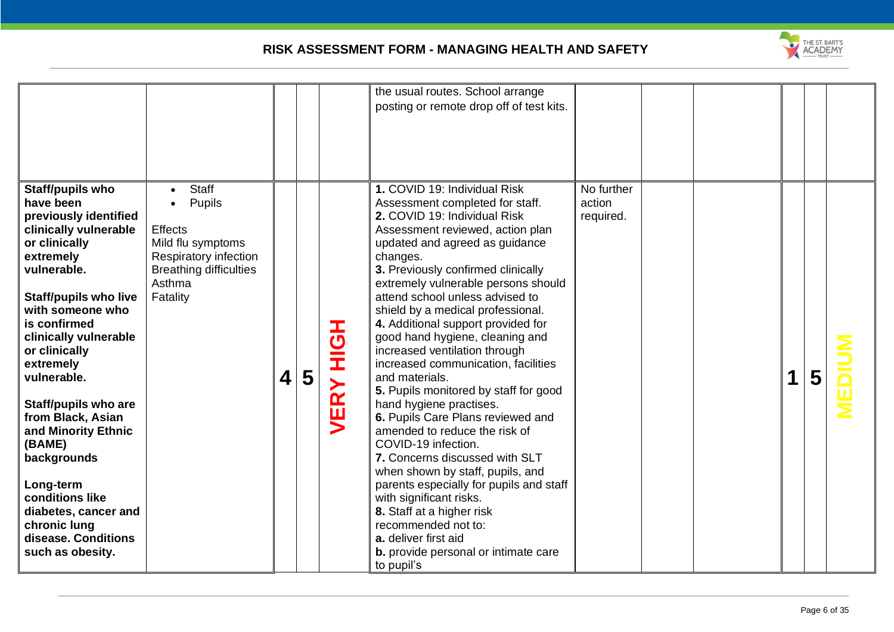| | | | | | | | | | | | |
|---|---|---|---|---|---|---|---|---|---|---|---|
| | | | | | the usual routes. School arrange posting or remote drop off of test kits. | | | | | | |
| **Staff/pupils who have been previously identified clinically vulnerable or clinically extremely vulnerable.**<br><br>**Staff/pupils who live with someone who is confirmed clinically vulnerable or clinically extremely vulnerable.**<br><br>**Staff/pupils who are from Black, Asian and Minority Ethnic (BAME) backgrounds**<br><br>**Long-term conditions like diabetes, cancer and chronic lung disease. Conditions such as obesity.** | • Staff<br>• Pupils<br><br>Effects<br>Mild flu symptoms<br>Respiratory infection<br>Breathing difficulties<br>Asthma<br>Fatality | **4** | **5** | **VERY HIGH** | **1.** COVID 19: Individual Risk Assessment completed for staff.<br>**2.** COVID 19: Individual Risk Assessment reviewed, action plan updated and agreed as guidance changes.<br>**3.** Previously confirmed clinically extremely vulnerable persons should attend school unless advised to shield by a medical professional.<br>**4.** Additional support provided for good hand hygiene, cleaning and increased ventilation through increased communication, facilities and materials.<br>**5.** Pupils monitored by staff for good hand hygiene practises.<br>**6.** Pupils Care Plans reviewed and amended to reduce the risk of COVID-19 infection.<br>**7.** Concerns discussed with SLT when shown by staff, pupils, and parents especially for pupils and staff with significant risks.<br>**8.** Staff at a higher risk recommended not to:<br>**a.** deliver first aid<br>**b.** provide personal or intimate care to pupil's | No further action required. | | | **1** | **5** | **MEDIUM** |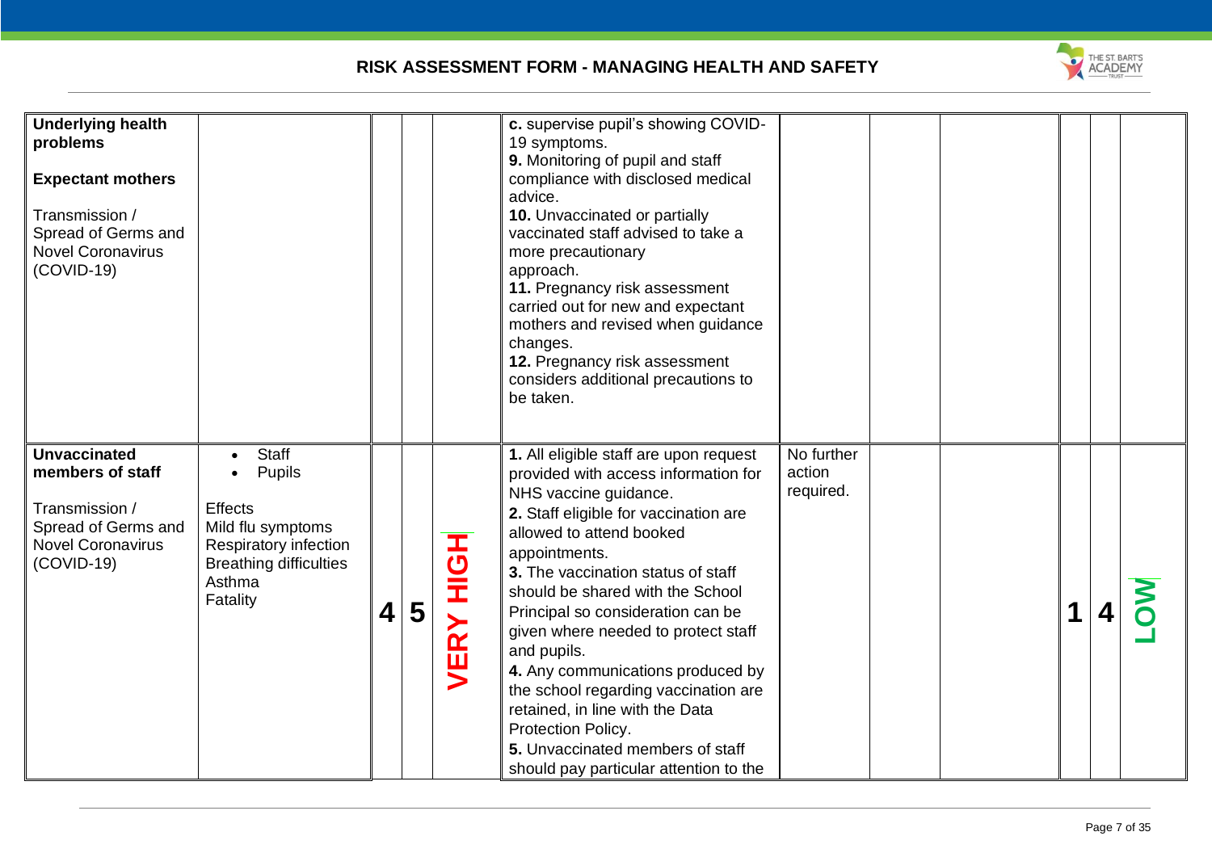**RISK ASSESSMENT FORM - MANAGING HEALTH AND SAFETY**

| | | | | | | | | | | | |
|---|---|---|---|---|---|---|---|---|---|---|---|
| **Underlying health problems**<br><br>**Expectant mothers**<br><br>Transmission / Spread of Germs and Novel Coronavirus (COVID-19) | | | | | **c.** supervise pupil's showing COVID-19 symptoms.<br>**9.** Monitoring of pupil and staff compliance with disclosed medical advice.<br>**10.** Unvaccinated or partially vaccinated staff advised to take a more precautionary approach.<br>**11.** Pregnancy risk assessment carried out for new and expectant mothers and revised when guidance changes.<br>**12.** Pregnancy risk assessment considers additional precautions to be taken. | | | | | | |
| **Unvaccinated members of staff**<br><br>Transmission / Spread of Germs and Novel Coronavirus (COVID-19) | • Staff<br>• Pupils<br><br>Effects<br>Mild flu symptoms<br>Respiratory infection<br>Breathing difficulties<br>Asthma<br>Fatality | 4 | 5 | VERY HIGH | **1.** All eligible staff are upon request provided with access information for NHS vaccine guidance.<br>**2.** Staff eligible for vaccination are allowed to attend booked appointments.<br>**3.** The vaccination status of staff should be shared with the School Principal so consideration can be given where needed to protect staff and pupils.<br>**4.** Any communications produced by the school regarding vaccination are retained, in line with the Data Protection Policy.<br>**5.** Unvaccinated members of staff should pay particular attention to the | No further action required. | | | 1 | 4 | LOW |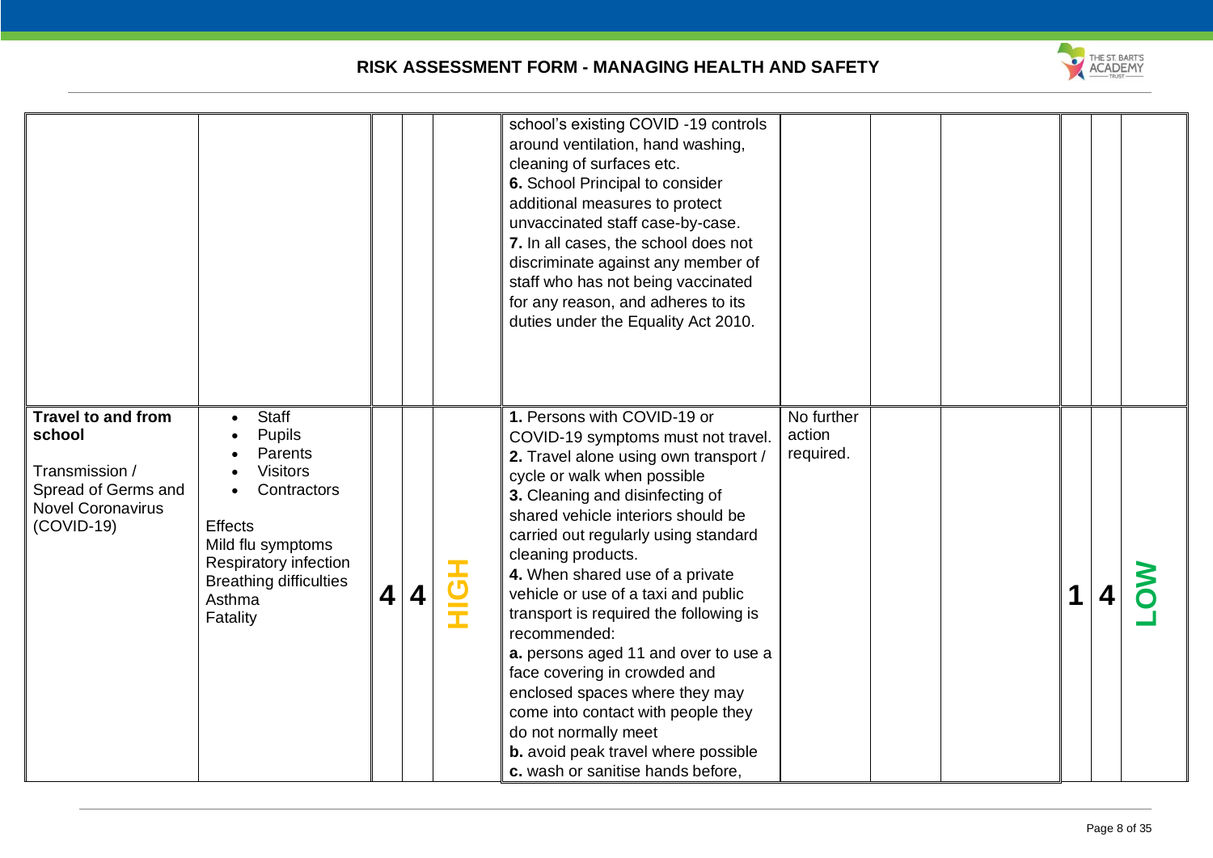| | | | | | | | | | | | |
|---|---|---|---|---|---|---|---|---|---|---|---|
| | | | | | school's existing COVID -19 controls around ventilation, hand washing, cleaning of surfaces etc.<br>**6.** School Principal to consider additional measures to protect unvaccinated staff case-by-case.<br>**7.** In all cases, the school does not discriminate against any member of staff who has not being vaccinated for any reason, and adheres to its duties under the Equality Act 2010. | | | | | | |
| **Travel to and from school**<br><br>Transmission / Spread of Germs and Novel Coronavirus (COVID-19) | • Staff<br>• Pupils<br>• Parents<br>• Visitors<br>• Contractors<br><br>Effects<br>Mild flu symptoms<br>Respiratory infection<br>Breathing difficulties<br>Asthma<br>Fatality | **4** | **4** | **HIGH** | **1.** Persons with COVID-19 or COVID-19 symptoms must not travel.<br>**2.** Travel alone using own transport / cycle or walk when possible<br>**3.** Cleaning and disinfecting of shared vehicle interiors should be carried out regularly using standard cleaning products.<br>**4.** When shared use of a private vehicle or use of a taxi and public transport is required the following is recommended:<br>**a.** persons aged 11 and over to use a face covering in crowded and enclosed spaces where they may come into contact with people they do not normally meet<br>**b.** avoid peak travel where possible<br>**c.** wash or sanitise hands before, | No further action required. | | | **1** | **4** | **LOW** |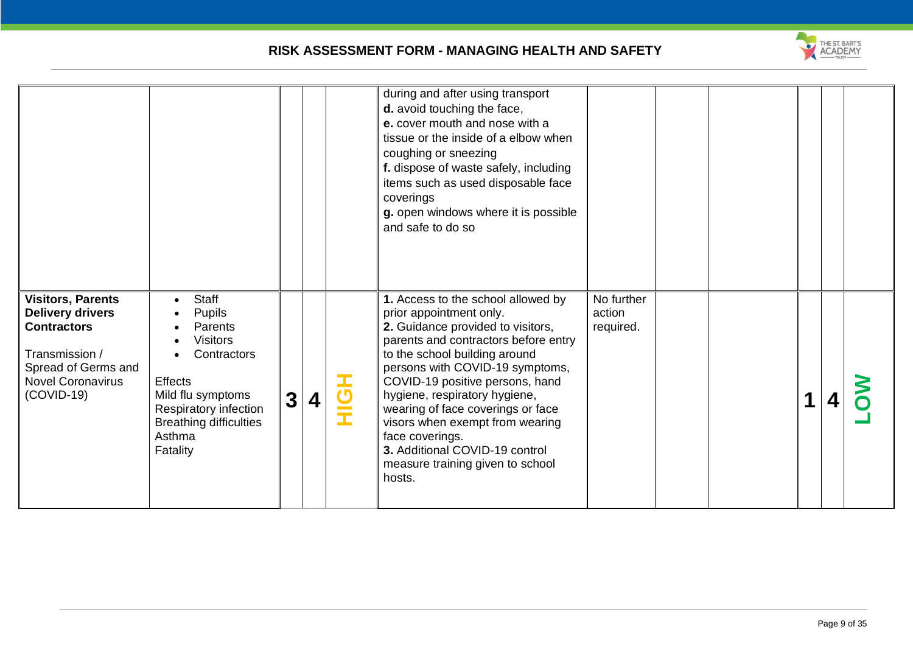# RISK ASSESSMENT FORM - MANAGING HEALTH AND SAFETY

| | | | | | | | | | | | |
|---|---|---|---|---|---|---|---|---|---|---|---|
| | | | | | during and after using transport<br>**d.** avoid touching the face,<br>**e.** cover mouth and nose with a tissue or the inside of a elbow when coughing or sneezing<br>**f.** dispose of waste safely, including items such as used disposable face coverings<br>**g.** open windows where it is possible and safe to do so | | | | | | |
| **Visitors, Parents Delivery drivers Contractors**<br><br>Transmission / Spread of Germs and Novel Coronavirus (COVID-19) | • Staff<br>• Pupils<br>• Parents<br>• Visitors<br>• Contractors<br><br>Effects<br>Mild flu symptoms<br>Respiratory infection<br>Breathing difficulties<br>Asthma<br>Fatality | **3** | **4** | **HIGH** | **1.** Access to the school allowed by prior appointment only.<br>**2.** Guidance provided to visitors, parents and contractors before entry to the school building around persons with COVID-19 symptoms, COVID-19 positive persons, hand hygiene, respiratory hygiene, wearing of face coverings or face visors when exempt from wearing face coverings.<br>**3.** Additional COVID-19 control measure training given to school hosts. | No further action required. | | | **1** | **4** | **LOW** |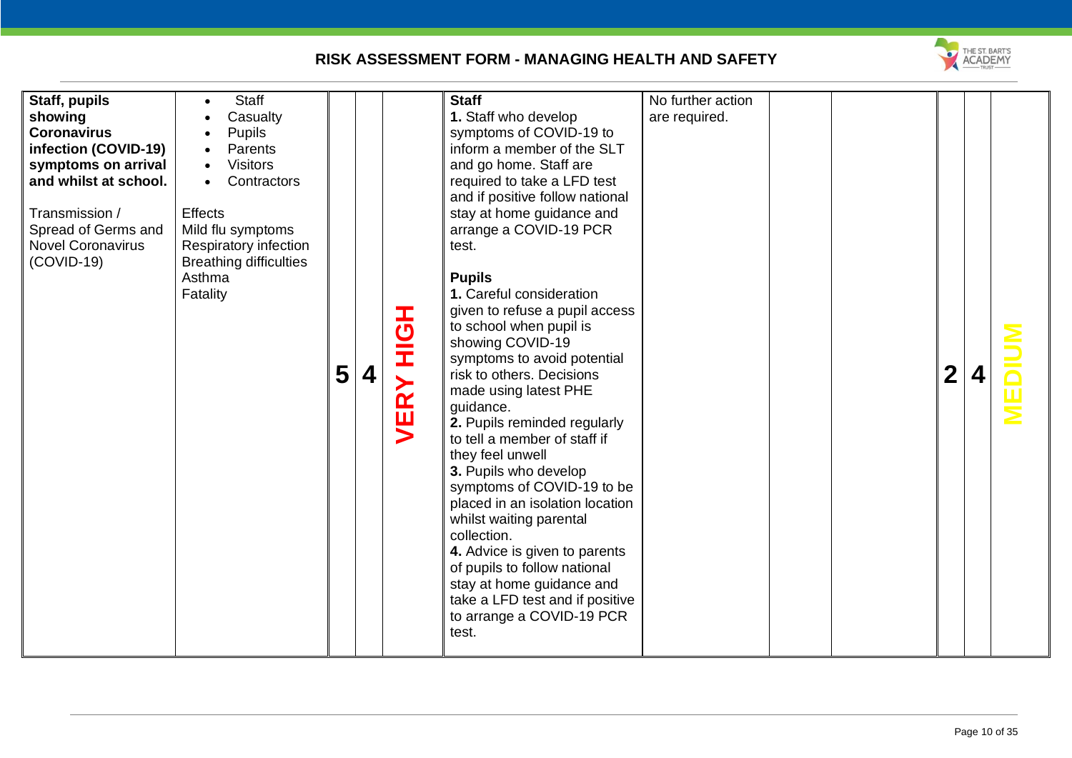# RISK ASSESSMENT FORM - MANAGING HEALTH AND SAFETY

| | | | | | | | | | | | |
|---|---|---|---|---|---|---|---|---|---|---|---|
| **Staff, pupils showing Coronavirus infection (COVID-19) symptoms on arrival and whilst at school.**<br><br>Transmission / Spread of Germs and Novel Coronavirus (COVID-19) | • Staff<br>• Casualty<br>• Pupils<br>• Parents<br>• Visitors<br>• Contractors<br><br>Effects<br>Mild flu symptoms<br>Respiratory infection<br>Breathing difficulties<br>Asthma<br>Fatality | **5** | **4** | **VERY HIGH** | **Staff**<br>**1.** Staff who develop symptoms of COVID-19 to inform a member of the SLT and go home. Staff are required to take a LFD test and if positive follow national stay at home guidance and arrange a COVID-19 PCR test.<br><br>**Pupils**<br>**1.** Careful consideration given to refuse a pupil access to school when pupil is showing COVID-19 symptoms to avoid potential risk to others. Decisions made using latest PHE guidance.<br>**2.** Pupils reminded regularly to tell a member of staff if they feel unwell<br>**3.** Pupils who develop symptoms of COVID-19 to be placed in an isolation location whilst waiting parental collection.<br>**4.** Advice is given to parents of pupils to follow national stay at home guidance and take a LFD test and if positive to arrange a COVID-19 PCR test. | No further action are required. | | | **2** | **4** | **MEDIUM** |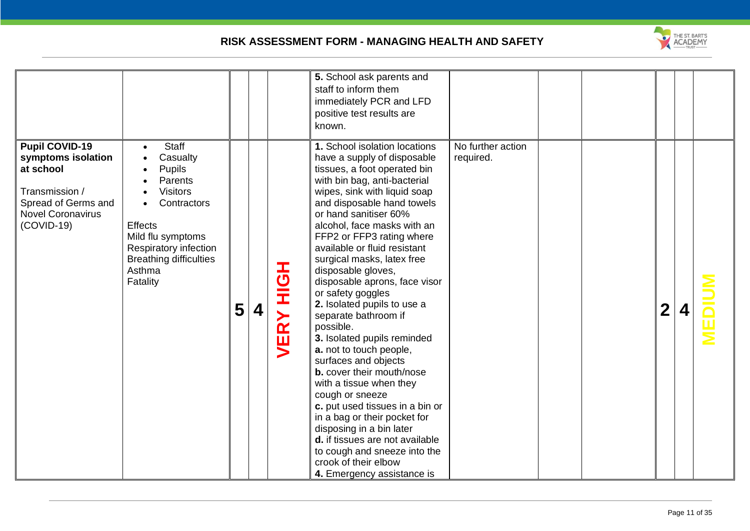## RISK ASSESSMENT FORM - MANAGING HEALTH AND SAFETY

| | | | | | | | | | | | |
|---|---|---|---|---|---|---|---|---|---|---|---|
| | | | | | **5.** School ask parents and staff to inform them immediately PCR and LFD positive test results are known. | | | | | | |
| **Pupil COVID-19 symptoms isolation at school**<br><br>Transmission / Spread of Germs and Novel Coronavirus (COVID-19) | • Staff<br>• Casualty<br>• Pupils<br>• Parents<br>• Visitors<br>• Contractors<br><br>Effects<br>Mild flu symptoms<br>Respiratory infection<br>Breathing difficulties<br>Asthma<br>Fatality | **5** | **4** | **VERY HIGH** | **1.** School isolation locations have a supply of disposable tissues, a foot operated bin with bin bag, anti-bacterial wipes, sink with liquid soap and disposable hand towels or hand sanitiser 60% alcohol, face masks with an FFP2 or FFP3 rating where available or fluid resistant surgical masks, latex free disposable gloves, disposable aprons, face visor or safety goggles<br>**2.** Isolated pupils to use a separate bathroom if possible.<br>**3.** Isolated pupils reminded<br>**a.** not to touch people, surfaces and objects<br>**b.** cover their mouth/nose with a tissue when they cough or sneeze<br>**c.** put used tissues in a bin or in a bag or their pocket for disposing in a bin later<br>**d.** if tissues are not available to cough and sneeze into the crook of their elbow<br>**4.** Emergency assistance is | No further action required. | | | **2** | **4** | **MEDIUM** |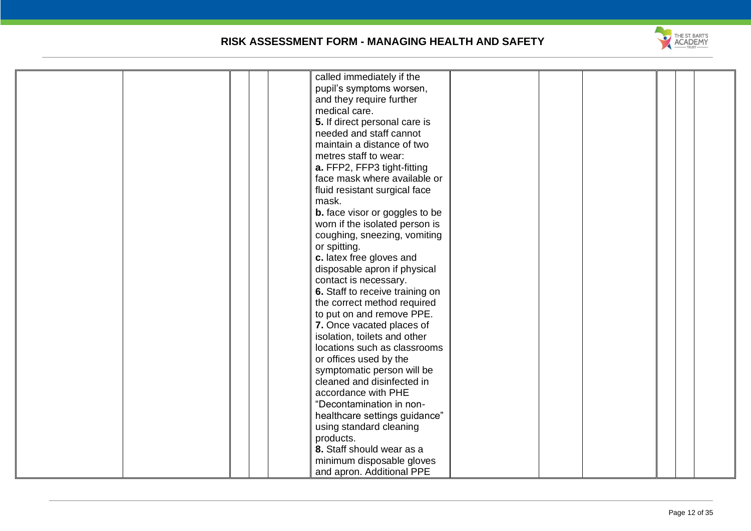| | | | | | | | | | | | |
|---|---|---|---|---|---|---|---|---|---|---|---|
| | | | | | called immediately if the pupil's symptoms worsen, and they require further medical care.<br>**5.** If direct personal care is needed and staff cannot maintain a distance of two metres staff to wear:<br>**a.** FFP2, FFP3 tight-fitting face mask where available or fluid resistant surgical face mask.<br>**b.** face visor or goggles to be worn if the isolated person is coughing, sneezing, vomiting or spitting.<br>**c.** latex free gloves and disposable apron if physical contact is necessary.<br>**6.** Staff to receive training on the correct method required to put on and remove PPE.<br>**7.** Once vacated places of isolation, toilets and other locations such as classrooms or offices used by the symptomatic person will be cleaned and disinfected in accordance with PHE "Decontamination in non-healthcare settings guidance" using standard cleaning products.<br>**8.** Staff should wear as a minimum disposable gloves and apron. Additional PPE | | | | | | |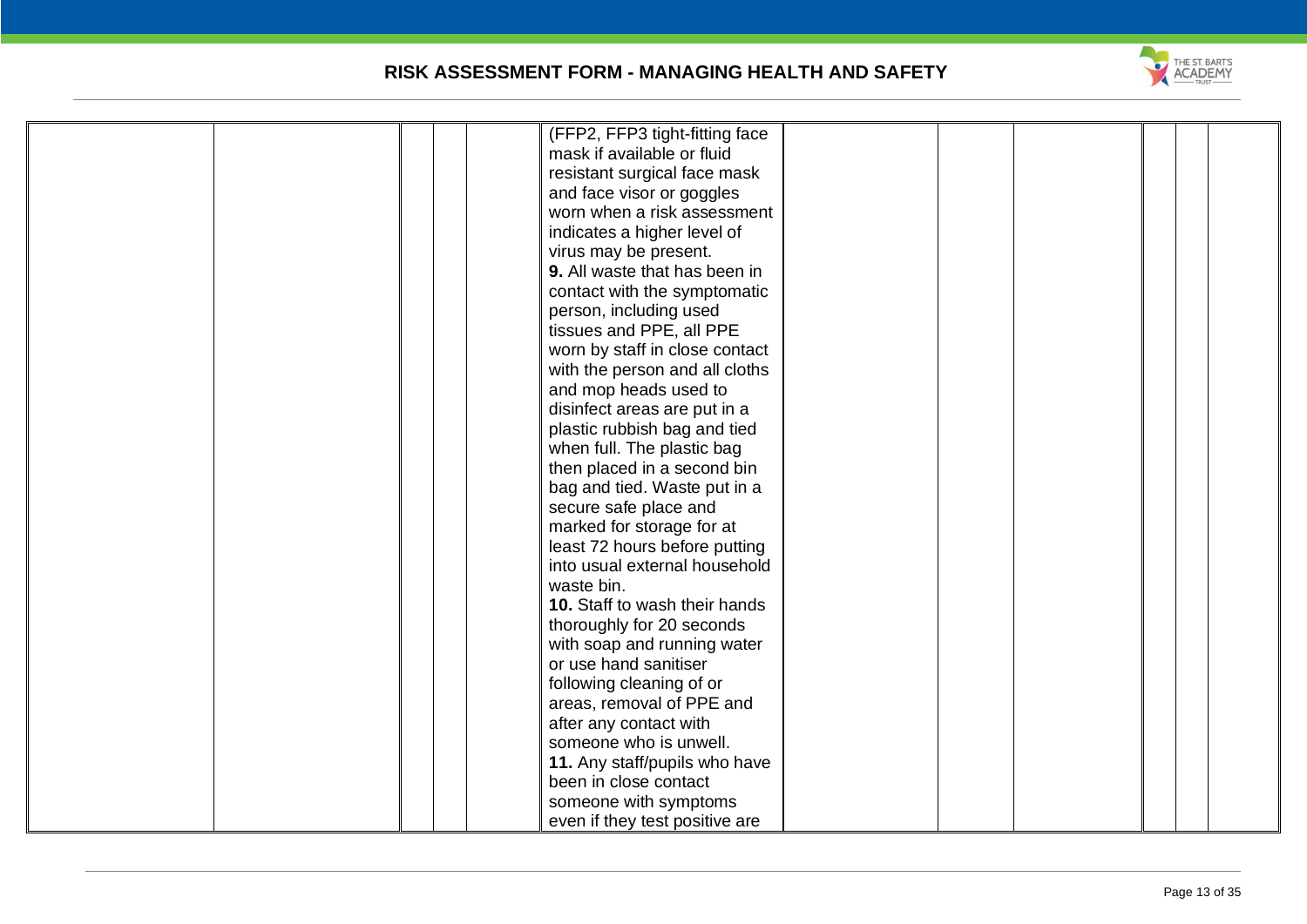| | | | | | | | | | | | |
|---|---|---|---|---|---|---|---|---|---|---|---|
| | | | | | (FFP2, FFP3 tight-fitting face mask if available or fluid resistant surgical face mask and face visor or goggles worn when a risk assessment indicates a higher level of virus may be present.<br>**9.** All waste that has been in contact with the symptomatic person, including used tissues and PPE, all PPE worn by staff in close contact with the person and all cloths and mop heads used to disinfect areas are put in a plastic rubbish bag and tied when full. The plastic bag then placed in a second bin bag and tied. Waste put in a secure safe place and marked for storage for at least 72 hours before putting into usual external household waste bin.<br>**10.** Staff to wash their hands thoroughly for 20 seconds with soap and running water or use hand sanitiser following cleaning of or areas, removal of PPE and after any contact with someone who is unwell.<br>**11.** Any staff/pupils who have been in close contact someone with symptoms even if they test positive are | | | | | | |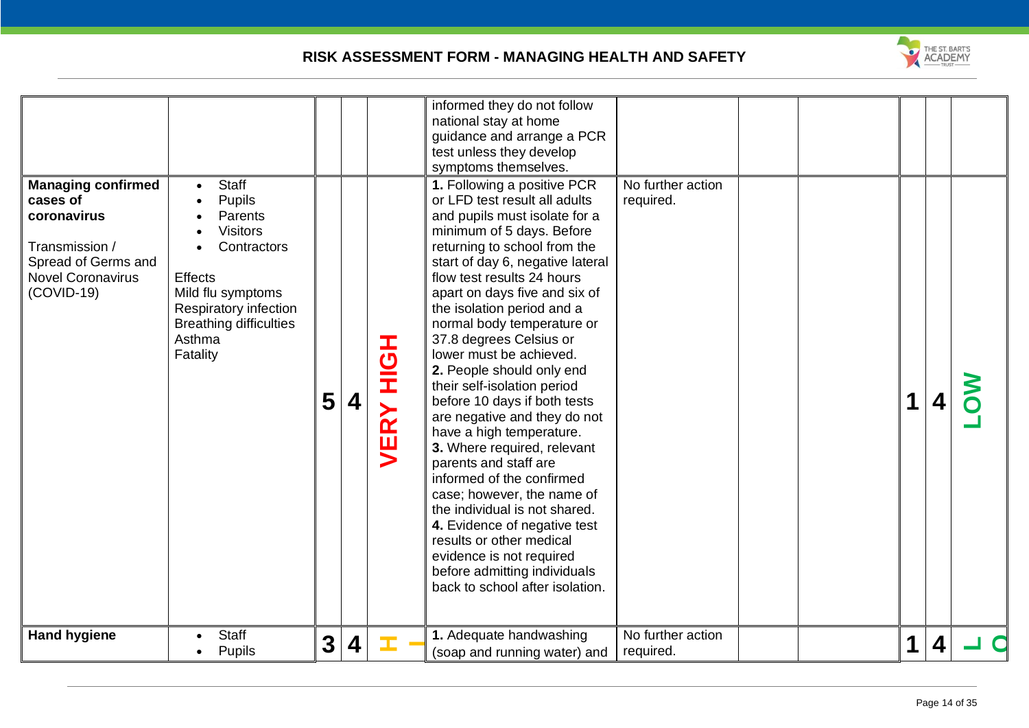| | | | | | | | | | | | |
|---|---|---|---|---|---|---|---|---|---|---|---|
| | | | | | informed they do not follow national stay at home guidance and arrange a PCR test unless they develop symptoms themselves. | | | | | | |
| **Managing confirmed cases of coronavirus**<br><br>Transmission / Spread of Germs and Novel Coronavirus (COVID-19) | • Staff<br>• Pupils<br>• Parents<br>• Visitors<br>• Contractors<br><br>Effects<br>Mild flu symptoms<br>Respiratory infection<br>Breathing difficulties<br>Asthma<br>Fatality | **5** | **4** | **VERY HIGH** | **1.** Following a positive PCR or LFD test result all adults and pupils must isolate for a minimum of 5 days. Before returning to school from the start of day 6, negative lateral flow test results 24 hours apart on days five and six of the isolation period and a normal body temperature or 37.8 degrees Celsius or lower must be achieved.<br>**2.** People should only end their self-isolation period before 10 days if both tests are negative and they do not have a high temperature.<br>**3.** Where required, relevant parents and staff are informed of the confirmed case; however, the name of the individual is not shared.<br>**4.** Evidence of negative test results or other medical evidence is not required before admitting individuals back to school after isolation. | No further action required. | | | **1** | **4** | **LOW** |
| **Hand hygiene** | • Staff<br>• Pupils | **3** | **4** | **H** | **1.** Adequate handwashing (soap and running water) and | No further action required. | | | **1** | **4** | **LO** |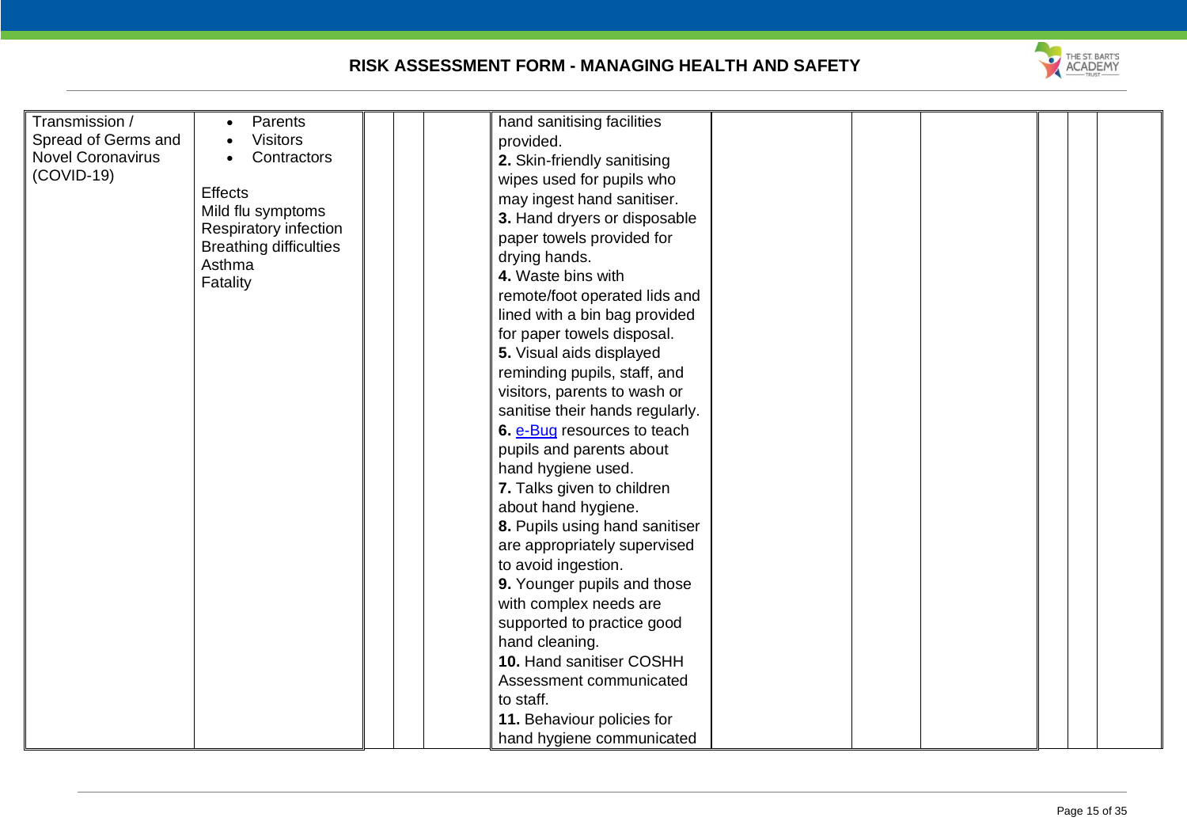## RISK ASSESSMENT FORM - MANAGING HEALTH AND SAFETY

| | | | | | | | | | | | |
|---|---|---|---|---|---|---|---|---|---|---|---|
| Transmission / Spread of Germs and Novel Coronavirus (COVID-19) | • Parents<br>• Visitors<br>• Contractors<br><br>Effects<br>Mild flu symptoms<br>Respiratory infection<br>Breathing difficulties<br>Asthma<br>Fatality | | | | hand sanitising facilities provided.<br>**2.** Skin-friendly sanitising wipes used for pupils who may ingest hand sanitiser.<br>**3.** Hand dryers or disposable paper towels provided for drying hands.<br>**4.** Waste bins with remote/foot operated lids and lined with a bin bag provided for paper towels disposal.<br>**5.** Visual aids displayed reminding pupils, staff, and visitors, parents to wash or sanitise their hands regularly.<br>**6.** e-Bug resources to teach pupils and parents about hand hygiene used.<br>**7.** Talks given to children about hand hygiene.<br>**8.** Pupils using hand sanitiser are appropriately supervised to avoid ingestion.<br>**9.** Younger pupils and those with complex needs are supported to practice good hand cleaning.<br>**10.** Hand sanitiser COSHH Assessment communicated to staff.<br>**11.** Behaviour policies for hand hygiene communicated | | | | | | |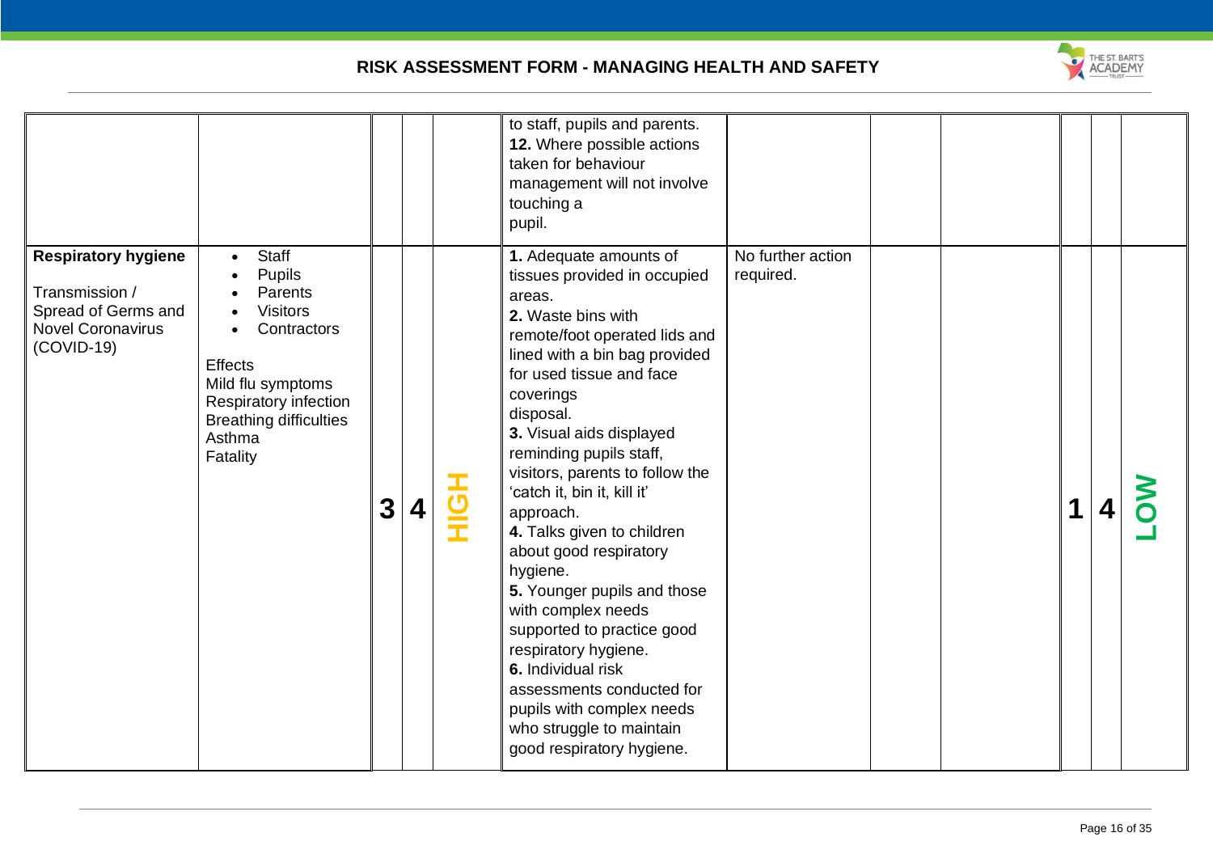| | | | | | | | | | | | |
|---|---|---|---|---|---|---|---|---|---|---|---|
| | | | | | to staff, pupils and parents.<br>**12.** Where possible actions taken for behaviour management will not involve touching a pupil. | | | | | | |
| **Respiratory hygiene**<br><br>Transmission / Spread of Germs and Novel Coronavirus (COVID-19) | • Staff<br>• Pupils<br>• Parents<br>• Visitors<br>• Contractors<br><br>Effects<br>Mild flu symptoms<br>Respiratory infection<br>Breathing difficulties<br>Asthma<br>Fatality | **3** | **4** | **HIGH** | **1.** Adequate amounts of tissues provided in occupied areas.<br>**2.** Waste bins with remote/foot operated lids and lined with a bin bag provided for used tissue and face coverings disposal.<br>**3.** Visual aids displayed reminding pupils staff, visitors, parents to follow the 'catch it, bin it, kill it' approach.<br>**4.** Talks given to children about good respiratory hygiene.<br>**5.** Younger pupils and those with complex needs supported to practice good respiratory hygiene.<br>**6.** Individual risk assessments conducted for pupils with complex needs who struggle to maintain good respiratory hygiene. | No further action required. | | | **1** | **4** | **LOW** |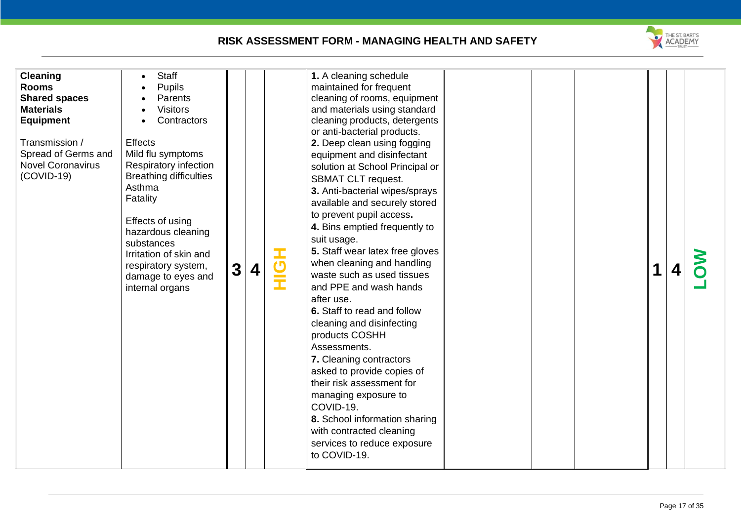## RISK ASSESSMENT FORM - MANAGING HEALTH AND SAFETY

| | | | | | | | | | | | |
|---|---|---|---|---|---|---|---|---|---|---|---|
| **Cleaning**<br>**Rooms**<br>**Shared spaces**<br>**Materials**<br>**Equipment**<br><br>Transmission / Spread of Germs and Novel Coronavirus (COVID-19) | • Staff<br>• Pupils<br>• Parents<br>• Visitors<br>• Contractors<br><br>Effects<br>Mild flu symptoms<br>Respiratory infection<br>Breathing difficulties<br>Asthma<br>Fatality<br><br>Effects of using hazardous cleaning substances<br>Irritation of skin and respiratory system, damage to eyes and internal organs | **3** | **4** | **HIGH** | **1.** A cleaning schedule maintained for frequent cleaning of rooms, equipment and materials using standard cleaning products, detergents or anti-bacterial products.<br>**2.** Deep clean using fogging equipment and disinfectant solution at School Principal or SBMAT CLT request.<br>**3.** Anti-bacterial wipes/sprays available and securely stored to prevent pupil access.<br>**4.** Bins emptied frequently to suit usage.<br>**5.** Staff wear latex free gloves when cleaning and handling waste such as used tissues and PPE and wash hands after use.<br>**6.** Staff to read and follow cleaning and disinfecting products COSHH Assessments.<br>**7.** Cleaning contractors asked to provide copies of their risk assessment for managing exposure to COVID-19.<br>**8.** School information sharing with contracted cleaning services to reduce exposure to COVID-19. | | | | **1** | **4** | **LOW** |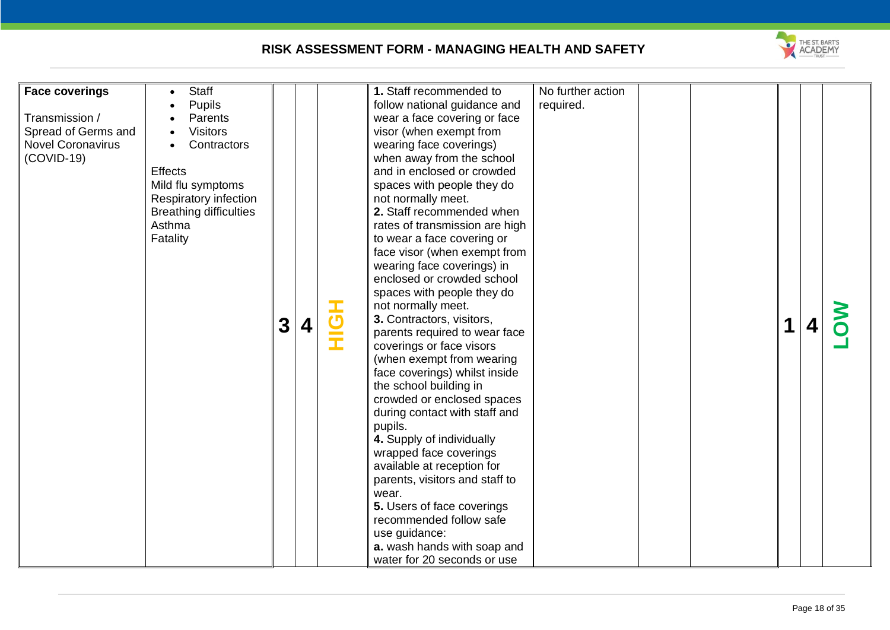| Face coverings | | | | | | | | | | | |
|---|---|---|---|---|---|---|---|---|---|---|---|
| **Face coverings**<br><br>Transmission / Spread of Germs and Novel Coronavirus (COVID-19) | • Staff<br>• Pupils<br>• Parents<br>• Visitors<br>• Contractors<br><br>Effects<br>Mild flu symptoms<br>Respiratory infection<br>Breathing difficulties<br>Asthma<br>Fatality | **3** | **4** | **HIGH** | **1.** Staff recommended to follow national guidance and wear a face covering or face visor (when exempt from wearing face coverings) when away from the school and in enclosed or crowded spaces with people they do not normally meet.<br>**2.** Staff recommended when rates of transmission are high to wear a face covering or face visor (when exempt from wearing face coverings) in enclosed or crowded school spaces with people they do not normally meet.<br>**3.** Contractors, visitors, parents required to wear face coverings or face visors (when exempt from wearing face coverings) whilst inside the school building in crowded or enclosed spaces during contact with staff and pupils.<br>**4.** Supply of individually wrapped face coverings available at reception for parents, visitors and staff to wear.<br>**5.** Users of face coverings recommended follow safe use guidance:<br>**a.** wash hands with soap and water for 20 seconds or use | No further action required. | | | **1** | **4** | **LOW** |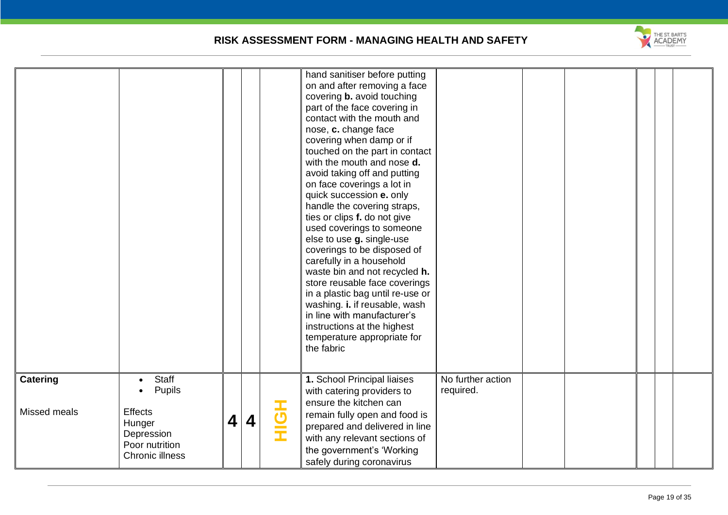| | | | | | | | | | | | |
|---|---|---|---|---|---|---|---|---|---|---|---|
| | | | | | hand sanitiser before putting on and after removing a face covering **b.** avoid touching part of the face covering in contact with the mouth and nose, **c.** change face covering when damp or if touched on the part in contact with the mouth and nose **d.** avoid taking off and putting on face coverings a lot in quick succession **e.** only handle the covering straps, ties or clips **f.** do not give used coverings to someone else to use **g.** single-use coverings to be disposed of carefully in a household waste bin and not recycled **h.** store reusable face coverings in a plastic bag until re-use or washing. **i.** if reusable, wash in line with manufacturer's instructions at the highest temperature appropriate for the fabric | | | | | | |
| **Catering**<br><br>Missed meals | • Staff<br>• Pupils<br><br>Effects<br>Hunger<br>Depression<br>Poor nutrition<br>Chronic illness | **4** | **4** | HIGH | **1.** School Principal liaises with catering providers to ensure the kitchen can remain fully open and food is prepared and delivered in line with any relevant sections of the government's 'Working safely during coronavirus | No further action required. | | | | | |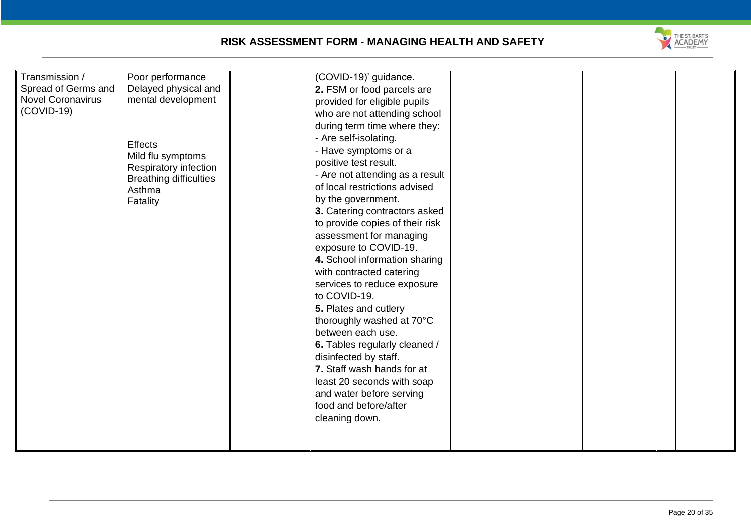| | | | | | | | | | | | |
|---|---|---|---|---|---|---|---|---|---|---|---|
| Transmission / Spread of Germs and Novel Coronavirus (COVID-19) | Poor performance<br>Delayed physical and mental development<br><br>Effects<br>Mild flu symptoms<br>Respiratory infection<br>Breathing difficulties<br>Asthma<br>Fatality | | | | (COVID-19)' guidance.<br>**2.** FSM or food parcels are provided for eligible pupils who are not attending school during term time where they:<br>- Are self-isolating.<br>- Have symptoms or a positive test result.<br>- Are not attending as a result of local restrictions advised by the government.<br>**3.** Catering contractors asked to provide copies of their risk assessment for managing exposure to COVID-19.<br>**4.** School information sharing with contracted catering services to reduce exposure to COVID-19.<br>**5.** Plates and cutlery thoroughly washed at 70°C between each use.<br>**6.** Tables regularly cleaned / disinfected by staff.<br>**7.** Staff wash hands for at least 20 seconds with soap and water before serving food and before/after cleaning down. | | | | | | |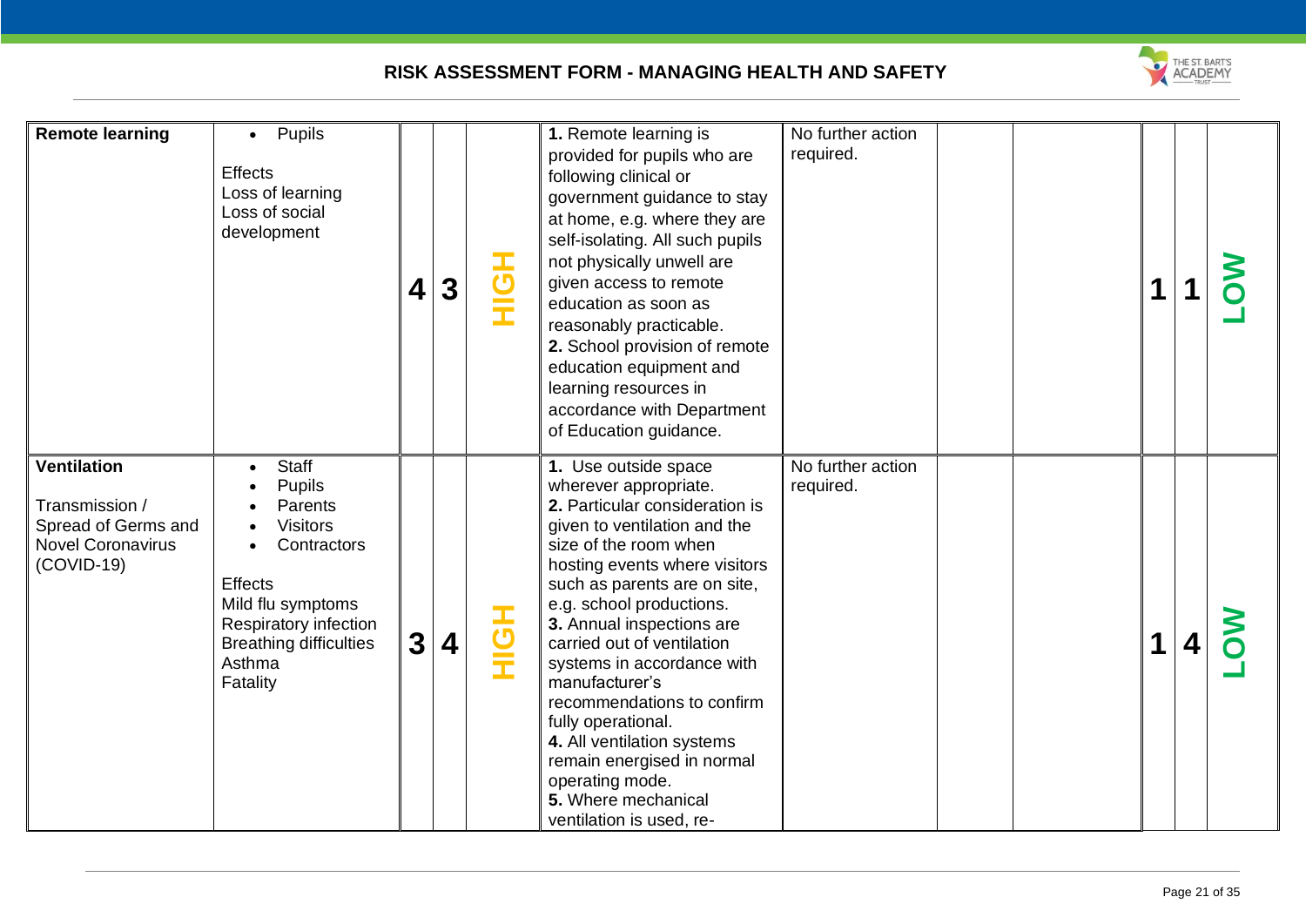| | | | | | | | | | | | |
|---|---|---|---|---|---|---|---|---|---|---|---|
| **Remote learning** | • Pupils<br><br>Effects<br>Loss of learning<br>Loss of social development | **4** | **3** | **HIGH** | **1.** Remote learning is provided for pupils who are following clinical or government guidance to stay at home, e.g. where they are self-isolating. All such pupils not physically unwell are given access to remote education as soon as reasonably practicable.<br>**2.** School provision of remote education equipment and learning resources in accordance with Department of Education guidance. | No further action required. | | | **1** | **1** | **LOW** |
| **Ventilation**<br><br>Transmission / Spread of Germs and Novel Coronavirus (COVID-19) | • Staff<br>• Pupils<br>• Parents<br>• Visitors<br>• Contractors<br><br>Effects<br>Mild flu symptoms<br>Respiratory infection<br>Breathing difficulties<br>Asthma<br>Fatality | **3** | **4** | **HIGH** | **1.** Use outside space wherever appropriate.<br>**2.** Particular consideration is given to ventilation and the size of the room when hosting events where visitors such as parents are on site, e.g. school productions.<br>**3.** Annual inspections are carried out of ventilation systems in accordance with manufacturer's recommendations to confirm fully operational.<br>**4.** All ventilation systems remain energised in normal operating mode.<br>**5.** Where mechanical ventilation is used, re- | No further action required. | | | **1** | **4** | **LOW** |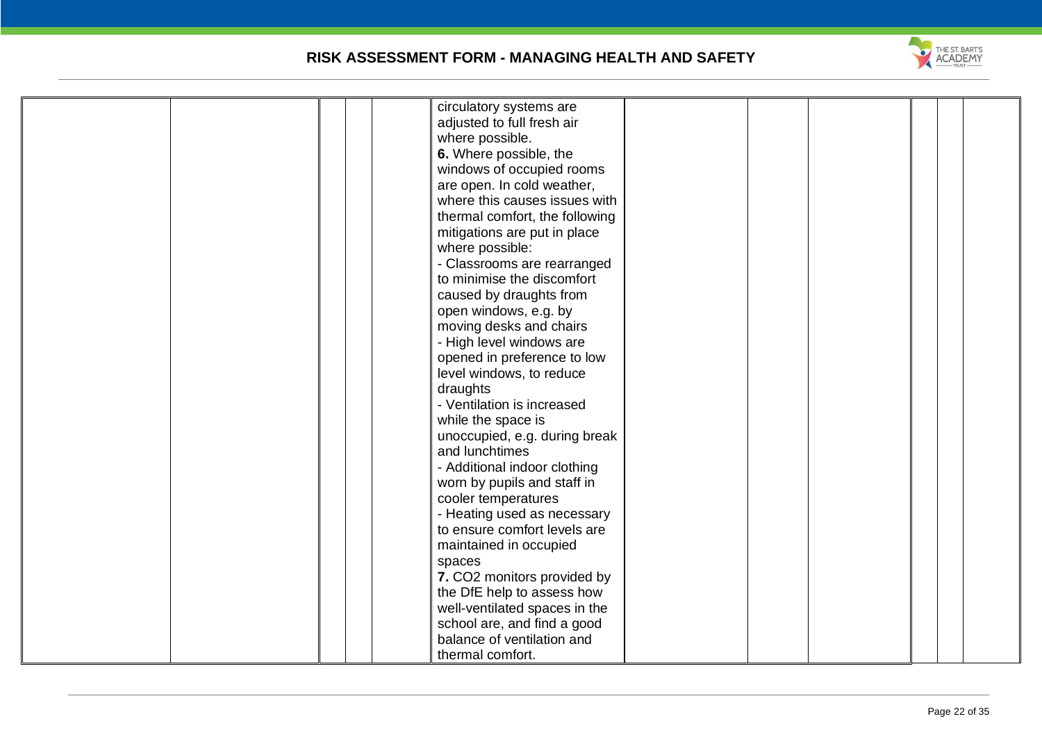| | | | | | | | | | | | |
|---|---|---|---|---|---|---|---|---|---|---|---|
| | | | | | circulatory systems are adjusted to full fresh air where possible.<br>**6.** Where possible, the windows of occupied rooms are open. In cold weather, where this causes issues with thermal comfort, the following mitigations are put in place where possible:<br>- Classrooms are rearranged to minimise the discomfort caused by draughts from open windows, e.g. by moving desks and chairs<br>- High level windows are opened in preference to low level windows, to reduce draughts<br>- Ventilation is increased while the space is unoccupied, e.g. during break and lunchtimes<br>- Additional indoor clothing worn by pupils and staff in cooler temperatures<br>- Heating used as necessary to ensure comfort levels are maintained in occupied spaces<br>**7.** $CO_2$ monitors provided by the DfE help to assess how well-ventilated spaces in the school are, and find a good balance of ventilation and thermal comfort. | | | | | | |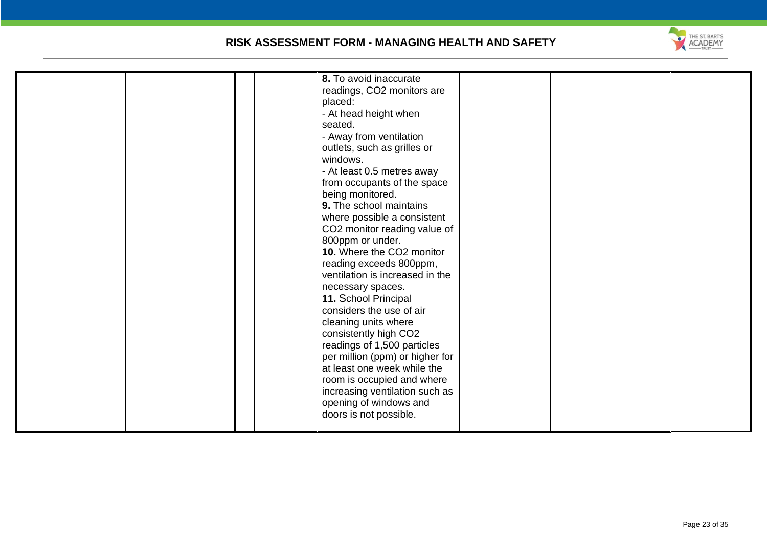| | | | | | | | | | | | |
|---|---|---|---|---|---|---|---|---|---|---|---|
| | | | | | **8.** To avoid inaccurate readings, $CO_2$ monitors are placed:<br>- At head height when seated.<br>- Away from ventilation outlets, such as grilles or windows.<br>- At least 0.5 metres away from occupants of the space being monitored.<br>**9.** The school maintains where possible a consistent $CO_2$ monitor reading value of 800ppm or under.<br>**10.** Where the $CO_2$ monitor reading exceeds 800ppm, ventilation is increased in the necessary spaces.<br>**11.** School Principal considers the use of air cleaning units where consistently high $CO_2$ readings of 1,500 particles per million (ppm) or higher for at least one week while the room is occupied and where increasing ventilation such as opening of windows and doors is not possible. | | | | | | |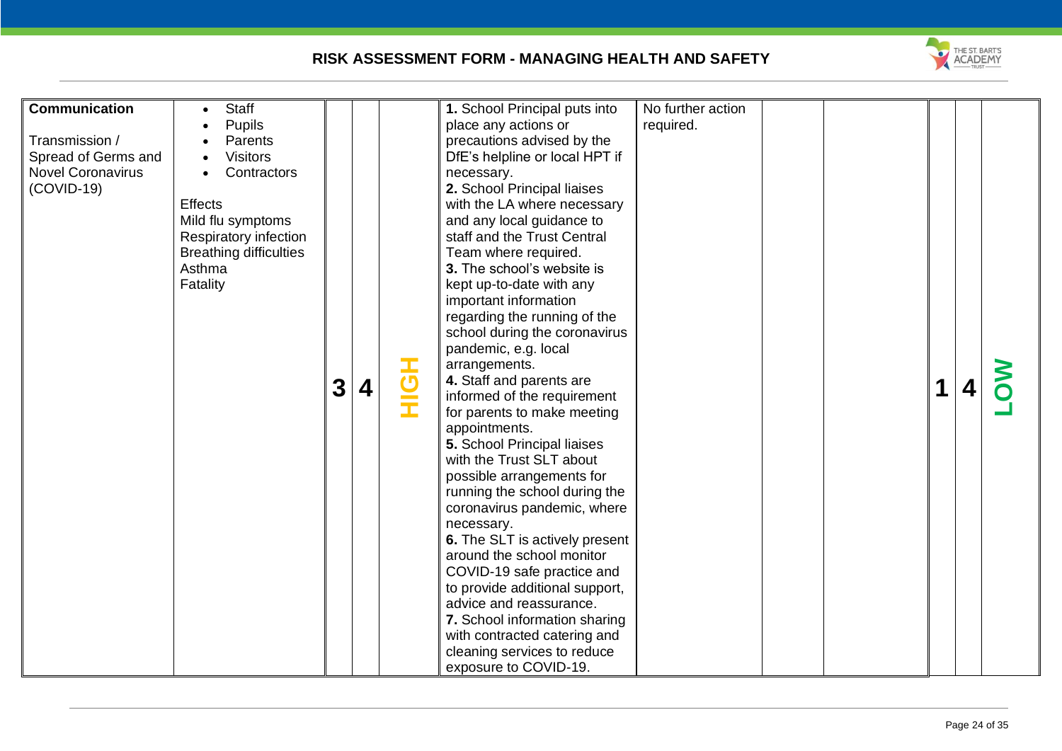| Communication Transmission / Spread of Germs and Novel Coronavirus (COVID-19) | • Staff<br>• Pupils<br>• Parents<br>• Visitors<br>• Contractors<br><br>Effects<br>Mild flu symptoms<br>Respiratory infection<br>Breathing difficulties<br>Asthma<br>Fatality | 3 | 4 | HIGH | **1.** School Principal puts into place any actions or precautions advised by the DfE's helpline or local HPT if necessary.<br>**2.** School Principal liaises with the LA where necessary and any local guidance to staff and the Trust Central Team where required.<br>**3.** The school's website is kept up-to-date with any important information regarding the running of the school during the coronavirus pandemic, e.g. local arrangements.<br>**4.** Staff and parents are informed of the requirement for parents to make meeting appointments.<br>**5.** School Principal liaises with the Trust SLT about possible arrangements for running the school during the coronavirus pandemic, where necessary.<br>**6.** The SLT is actively present around the school monitor COVID-19 safe practice and to provide additional support, advice and reassurance.<br>**7.** School information sharing with contracted catering and cleaning services to reduce exposure to COVID-19. | No further action required. | | | 1 | 4 | LOW |
|---|---|---|---|---|---|---|---|---|---|---|---|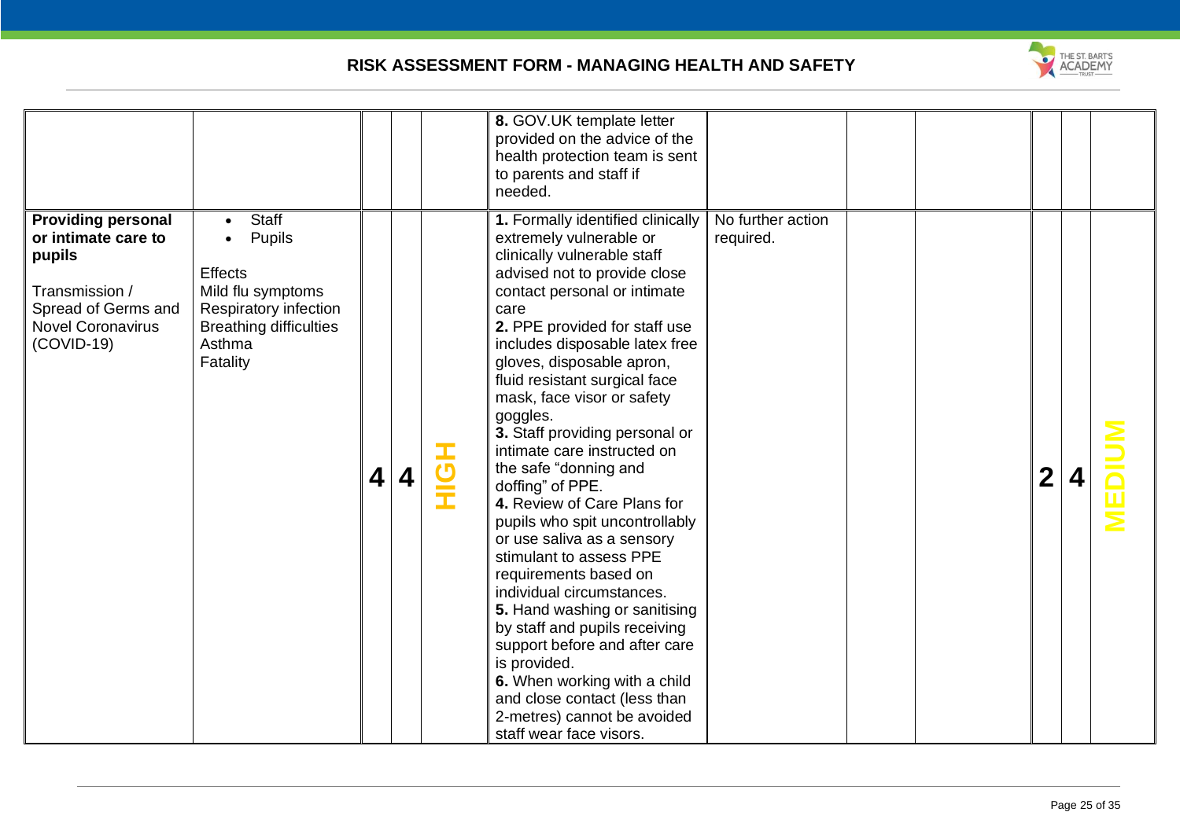| | | | | | | | | | | | |
|---|---|---|---|---|---|---|---|---|---|---|---|
| | | | | | **8.** GOV.UK template letter provided on the advice of the health protection team is sent to parents and staff if needed. | | | | | | |
| **Providing personal or intimate care to pupils**<br><br>Transmission / Spread of Germs and Novel Coronavirus (COVID-19) | • Staff<br>• Pupils<br><br>Effects<br>Mild flu symptoms<br>Respiratory infection<br>Breathing difficulties<br>Asthma<br>Fatality | **4** | **4** | **HIGH** | **1.** Formally identified clinically extremely vulnerable or clinically vulnerable staff advised not to provide close contact personal or intimate care<br>**2.** PPE provided for staff use includes disposable latex free gloves, disposable apron, fluid resistant surgical face mask, face visor or safety goggles.<br>**3.** Staff providing personal or intimate care instructed on the safe "donning and doffing" of PPE.<br>**4.** Review of Care Plans for pupils who spit uncontrollably or use saliva as a sensory stimulant to assess PPE requirements based on individual circumstances.<br>**5.** Hand washing or sanitising by staff and pupils receiving support before and after care is provided.<br>**6.** When working with a child and close contact (less than 2-metres) cannot be avoided staff wear face visors. | No further action required. | | | **2** | **4** | **MEDIUM** |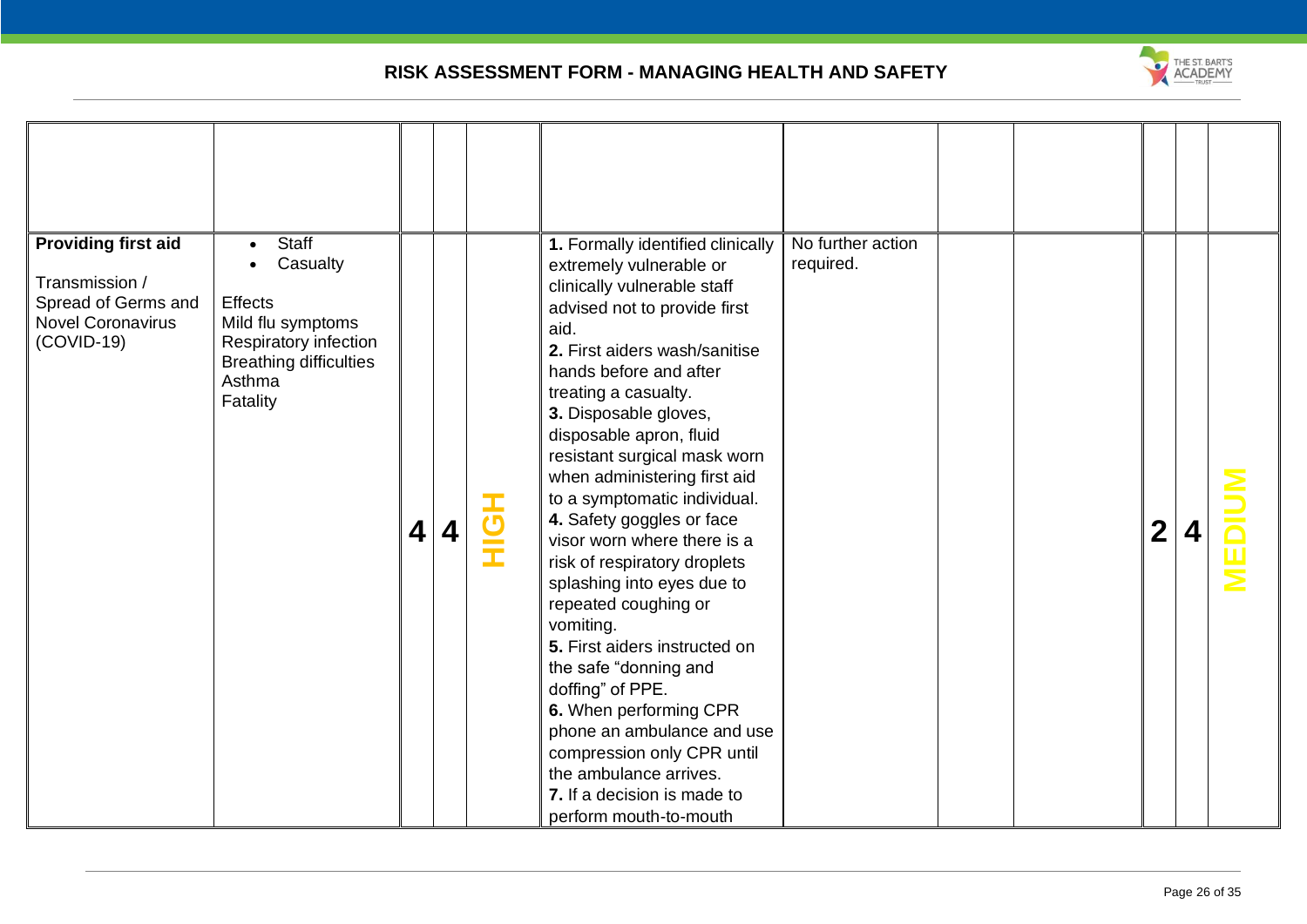## RISK ASSESSMENT FORM - MANAGING HEALTH AND SAFETY

| | | | | | | | | | | | |
|---|---|---|---|---|---|---|---|---|---|---|---|
| | | | | | | | | | | | |
| **Providing first aid**<br><br>Transmission / Spread of Germs and Novel Coronavirus (COVID-19) | • Staff<br>• Casualty<br><br>Effects<br>Mild flu symptoms<br>Respiratory infection<br>Breathing difficulties<br>Asthma<br>Fatality | **4** | **4** | **HIGH** | **1.** Formally identified clinically extremely vulnerable or clinically vulnerable staff advised not to provide first aid.<br>**2.** First aiders wash/sanitise hands before and after treating a casualty.<br>**3.** Disposable gloves, disposable apron, fluid resistant surgical mask worn when administering first aid to a symptomatic individual.<br>**4.** Safety goggles or face visor worn where there is a risk of respiratory droplets splashing into eyes due to repeated coughing or vomiting.<br>**5.** First aiders instructed on the safe "donning and doffing" of PPE.<br>**6.** When performing CPR phone an ambulance and use compression only CPR until the ambulance arrives.<br>**7.** If a decision is made to perform mouth-to-mouth | No further action required. | | | **2** | **4** | **MEDIUM** |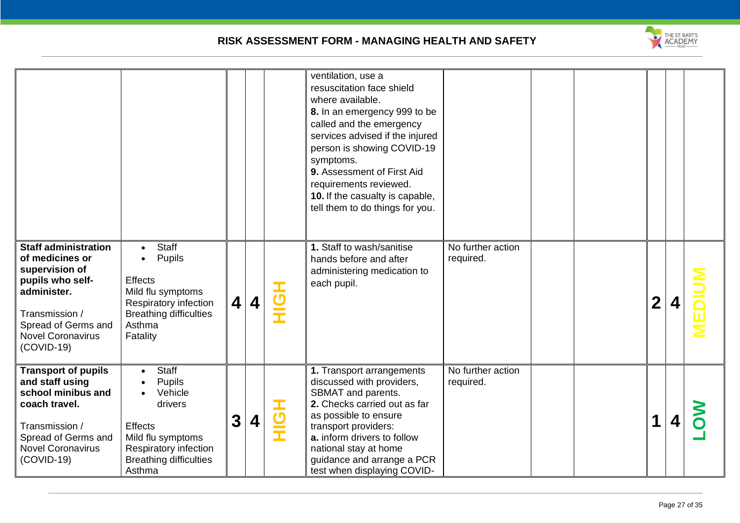## RISK ASSESSMENT FORM - MANAGING HEALTH AND SAFETY

| | | | | | | | | | | | |
|---|---|---|---|---|---|---|---|---|---|---|---|
| | | | | | ventilation, use a resuscitation face shield where available.<br>**8.** In an emergency 999 to be called and the emergency services advised if the injured person is showing COVID-19 symptoms.<br>**9.** Assessment of First Aid requirements reviewed.<br>**10.** If the casualty is capable, tell them to do things for you. | | | | | | |
| **Staff administration of medicines or supervision of pupils who self-administer.**<br><br>Transmission / Spread of Germs and Novel Coronavirus (COVID-19) | • Staff<br>• Pupils<br><br>Effects<br>Mild flu symptoms<br>Respiratory infection<br>Breathing difficulties<br>Asthma<br>Fatality | **4** | **4** | **HIGH** | **1.** Staff to wash/sanitise hands before and after administering medication to each pupil. | No further action required. | | | **2** | **4** | **MEDIUM** |
| **Transport of pupils and staff using school minibus and coach travel.**<br><br>Transmission / Spread of Germs and Novel Coronavirus (COVID-19) | • Staff<br>• Pupils<br>• Vehicle drivers<br><br>Effects<br>Mild flu symptoms<br>Respiratory infection<br>Breathing difficulties<br>Asthma | **3** | **4** | **HIGH** | **1.** Transport arrangements discussed with providers, SBMAT and parents.<br>**2.** Checks carried out as far as possible to ensure transport providers:<br>**a.** inform drivers to follow national stay at home guidance and arrange a PCR test when displaying COVID- | No further action required. | | | **1** | **4** | **LOW** |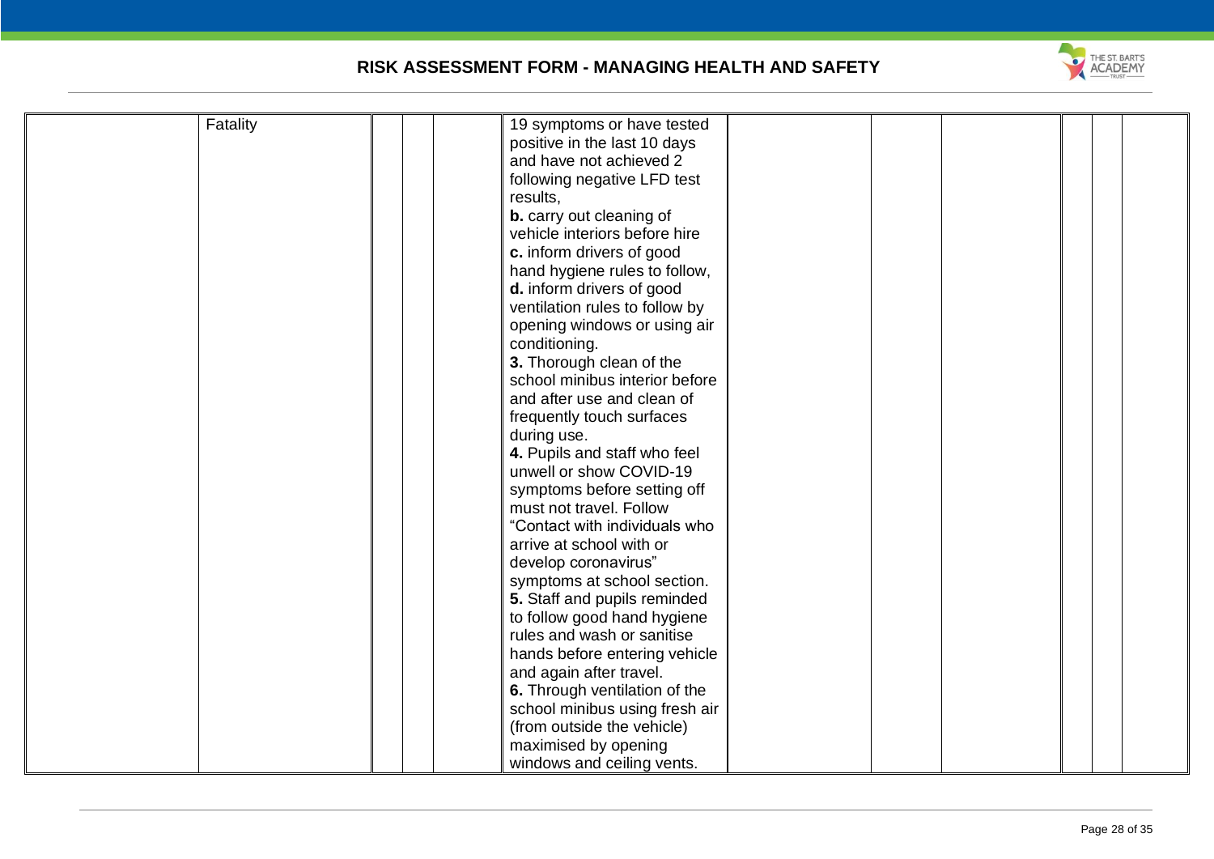| | | | | | | | | | | | |
|---|---|---|---|---|---|---|---|---|---|---|---|
| | Fatality | | | | 19 symptoms or have tested positive in the last 10 days and have not achieved 2 following negative LFD test results,<br>**b.** carry out cleaning of vehicle interiors before hire<br>**c.** inform drivers of good hand hygiene rules to follow,<br>**d.** inform drivers of good ventilation rules to follow by opening windows or using air conditioning.<br>**3.** Thorough clean of the school minibus interior before and after use and clean of frequently touch surfaces during use.<br>**4.** Pupils and staff who feel unwell or show COVID-19 symptoms before setting off must not travel. Follow "Contact with individuals who arrive at school with or develop coronavirus" symptoms at school section.<br>**5.** Staff and pupils reminded to follow good hand hygiene rules and wash or sanitise hands before entering vehicle and again after travel.<br>**6.** Through ventilation of the school minibus using fresh air (from outside the vehicle) maximised by opening windows and ceiling vents. | | | | | | |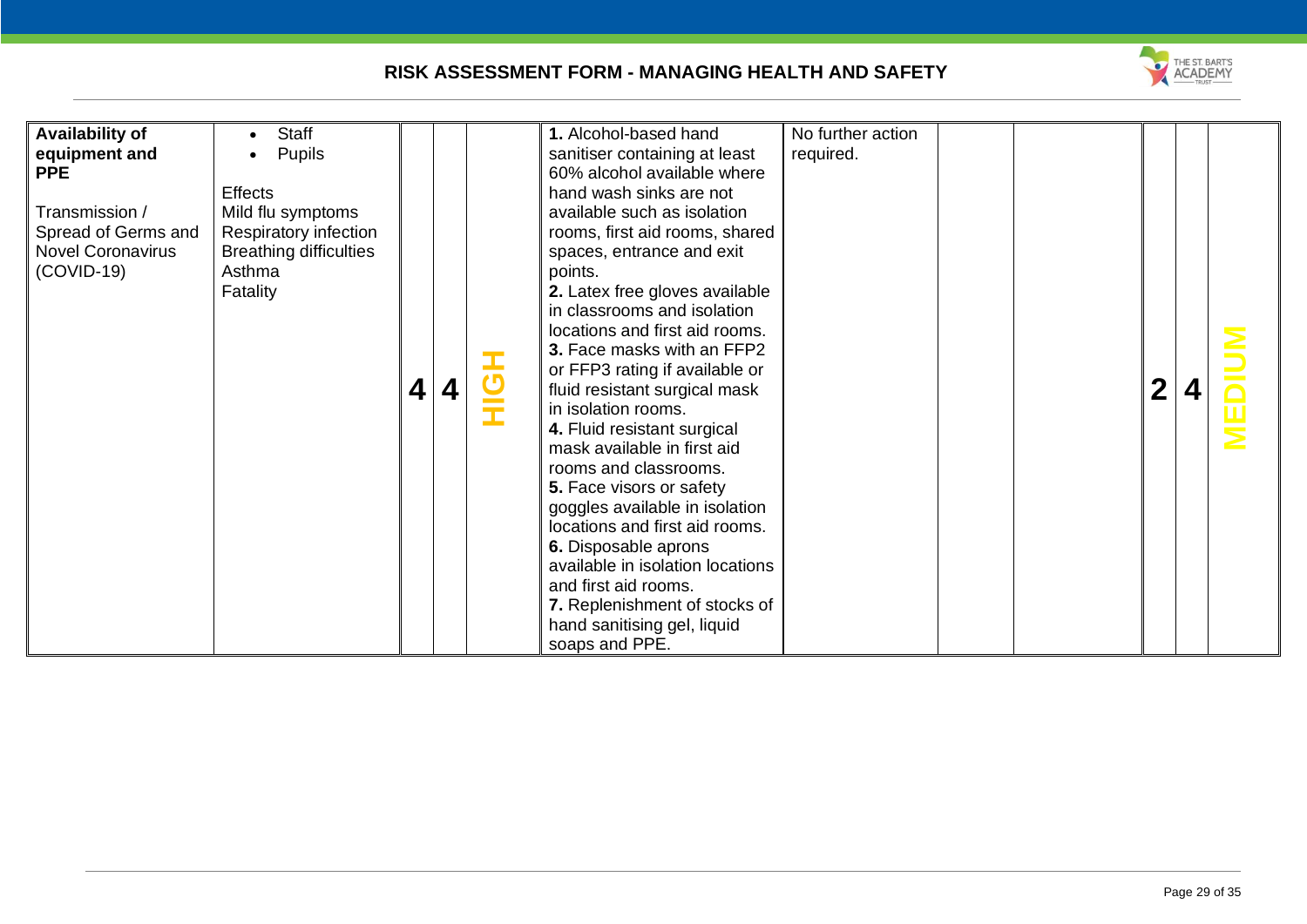# RISK ASSESSMENT FORM - MANAGING HEALTH AND SAFETY

| | | | | | | | | | | | |
|---|---|---|---|---|---|---|---|---|---|---|---|
| **Availability of equipment and PPE**<br><br>Transmission / Spread of Germs and Novel Coronavirus (COVID-19) | • Staff<br>• Pupils<br><br>Effects<br>Mild flu symptoms<br>Respiratory infection<br>Breathing difficulties<br>Asthma<br>Fatality | **4** | **4** | **HIGH** | **1.** Alcohol-based hand sanitiser containing at least 60% alcohol available where hand wash sinks are not available such as isolation rooms, first aid rooms, shared spaces, entrance and exit points.<br>**2.** Latex free gloves available in classrooms and isolation locations and first aid rooms.<br>**3.** Face masks with an FFP2 or FFP3 rating if available or fluid resistant surgical mask in isolation rooms.<br>**4.** Fluid resistant surgical mask available in first aid rooms and classrooms.<br>**5.** Face visors or safety goggles available in isolation locations and first aid rooms.<br>**6.** Disposable aprons available in isolation locations and first aid rooms.<br>**7.** Replenishment of stocks of hand sanitising gel, liquid soaps and PPE. | No further action required. | | | **2** | **4** | **MEDIUM** |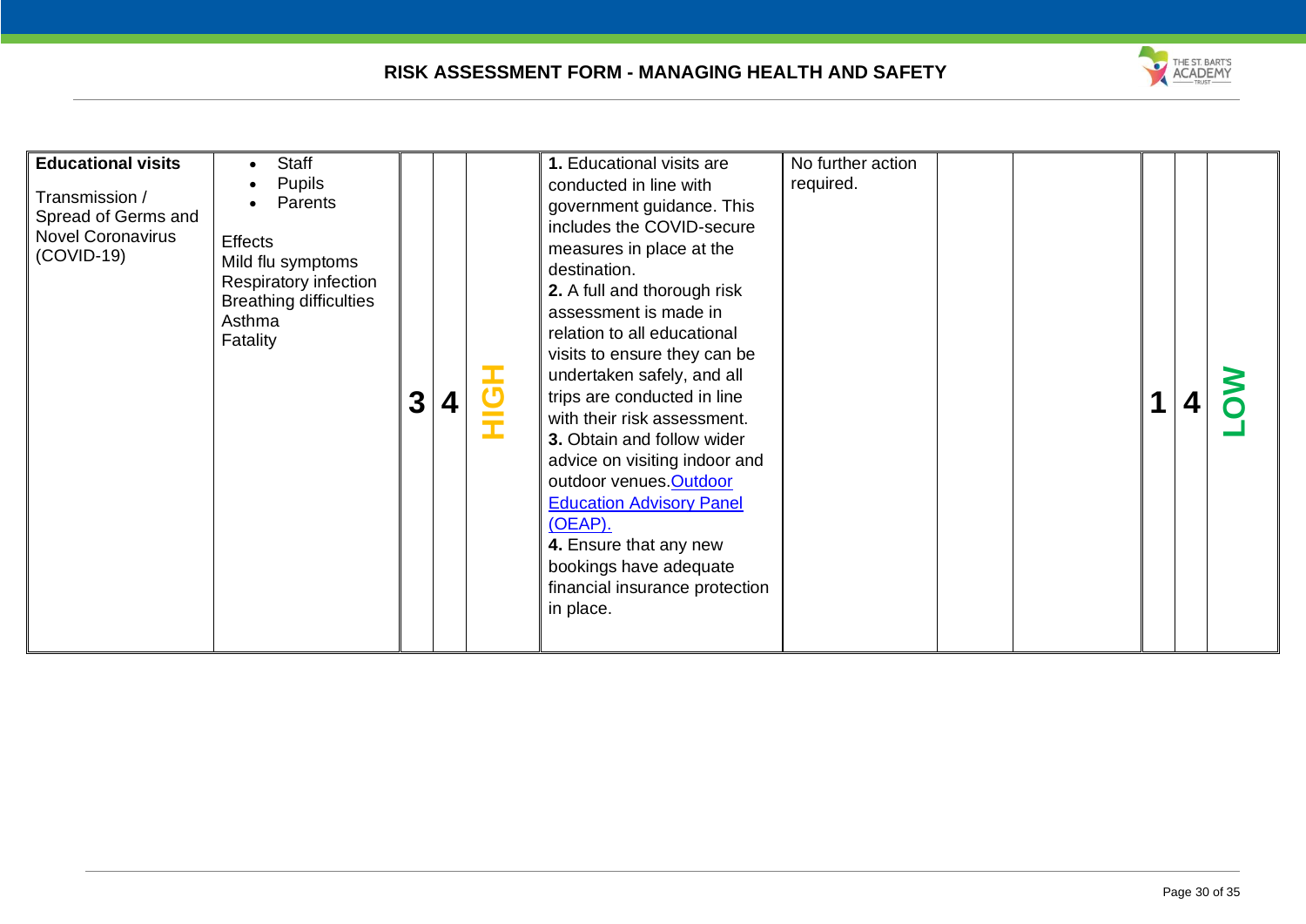## RISK ASSESSMENT FORM - MANAGING HEALTH AND SAFETY

| | | | | | | | | | | | |
|---|---|---|---|---|---|---|---|---|---|---|---|
| **Educational visits**<br><br>Transmission / Spread of Germs and Novel Coronavirus (COVID-19) | • Staff<br>• Pupils<br>• Parents<br><br>Effects<br>Mild flu symptoms<br>Respiratory infection<br>Breathing difficulties<br>Asthma<br>Fatality | **3** | **4** | **HIGH** | **1.** Educational visits are conducted in line with government guidance. This includes the COVID-secure measures in place at the destination.<br>**2.** A full and thorough risk assessment is made in relation to all educational visits to ensure they can be undertaken safely, and all trips are conducted in line with their risk assessment.<br>**3.** Obtain and follow wider advice on visiting indoor and outdoor venues. Outdoor Education Advisory Panel (OEAP).<br>**4.** Ensure that any new bookings have adequate financial insurance protection in place. | No further action required. | | | **1** | **4** | **LOW** |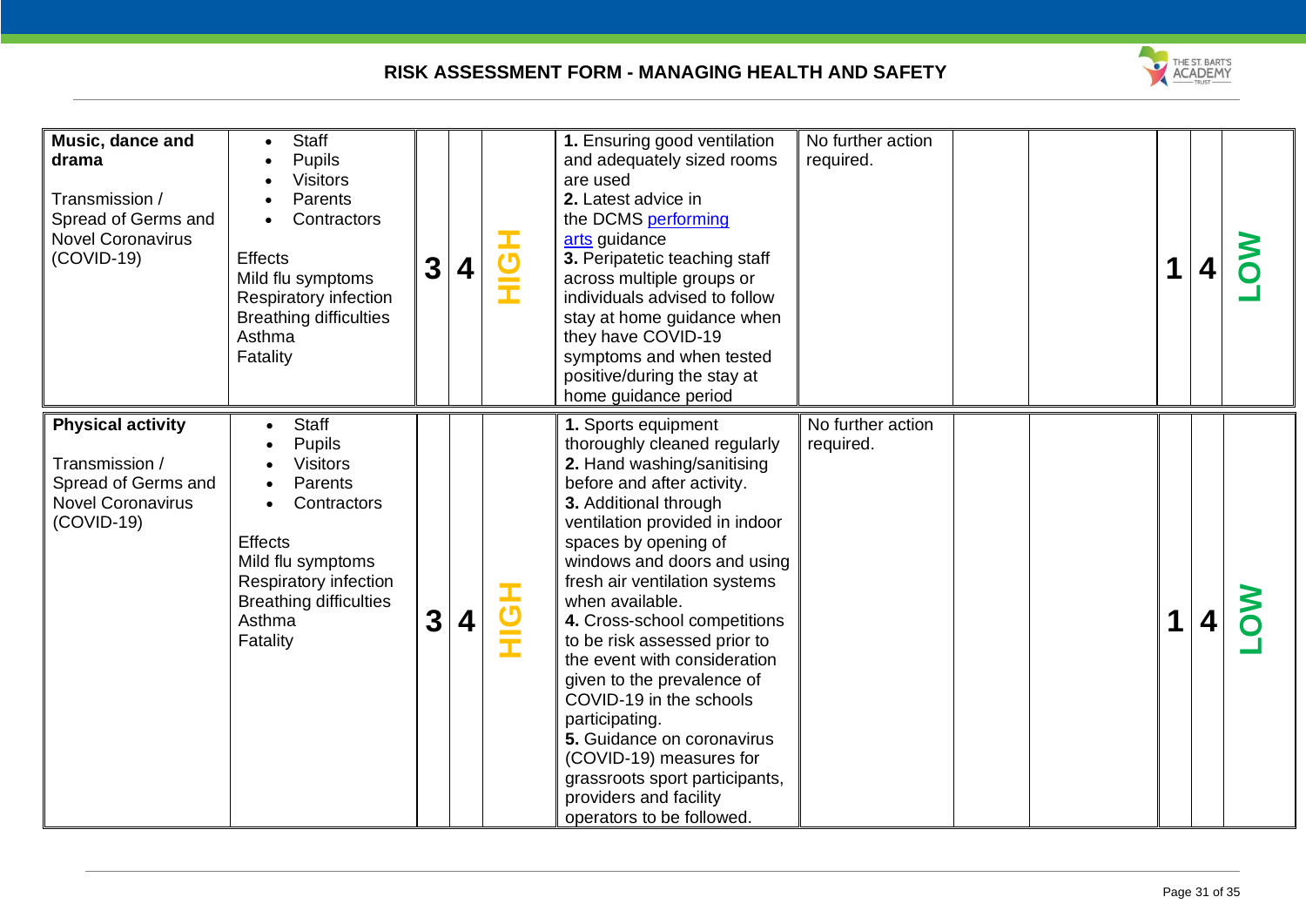RISK ASSESSMENT FORM - MANAGING HEALTH AND SAFETY

| | | | | | | | | | | | |
|---|---|---|---|---|---|---|---|---|---|---|---|
| **Music, dance and drama**<br><br>Transmission / Spread of Germs and Novel Coronavirus (COVID-19) | • Staff<br>• Pupils<br>• Visitors<br>• Parents<br>• Contractors<br><br>Effects<br>Mild flu symptoms<br>Respiratory infection<br>Breathing difficulties<br>Asthma<br>Fatality | **3** | **4** | **HIGH** | **1.** Ensuring good ventilation and adequately sized rooms are used<br>**2.** Latest advice in the DCMS performing arts guidance<br>**3.** Peripatetic teaching staff across multiple groups or individuals advised to follow stay at home guidance when they have COVID-19 symptoms and when tested positive/during the stay at home guidance period | No further action required. | | | **1** | **4** | **LOW** |
| **Physical activity**<br><br>Transmission / Spread of Germs and Novel Coronavirus (COVID-19) | • Staff<br>• Pupils<br>• Visitors<br>• Parents<br>• Contractors<br><br>Effects<br>Mild flu symptoms<br>Respiratory infection<br>Breathing difficulties<br>Asthma<br>Fatality | **3** | **4** | **HIGH** | **1.** Sports equipment thoroughly cleaned regularly<br>**2.** Hand washing/sanitising before and after activity.<br>**3.** Additional through ventilation provided in indoor spaces by opening of windows and doors and using fresh air ventilation systems when available.<br>**4.** Cross-school competitions to be risk assessed prior to the event with consideration given to the prevalence of COVID-19 in the schools participating.<br>**5.** Guidance on coronavirus (COVID-19) measures for grassroots sport participants, providers and facility operators to be followed. | No further action required. | | | **1** | **4** | **LOW** |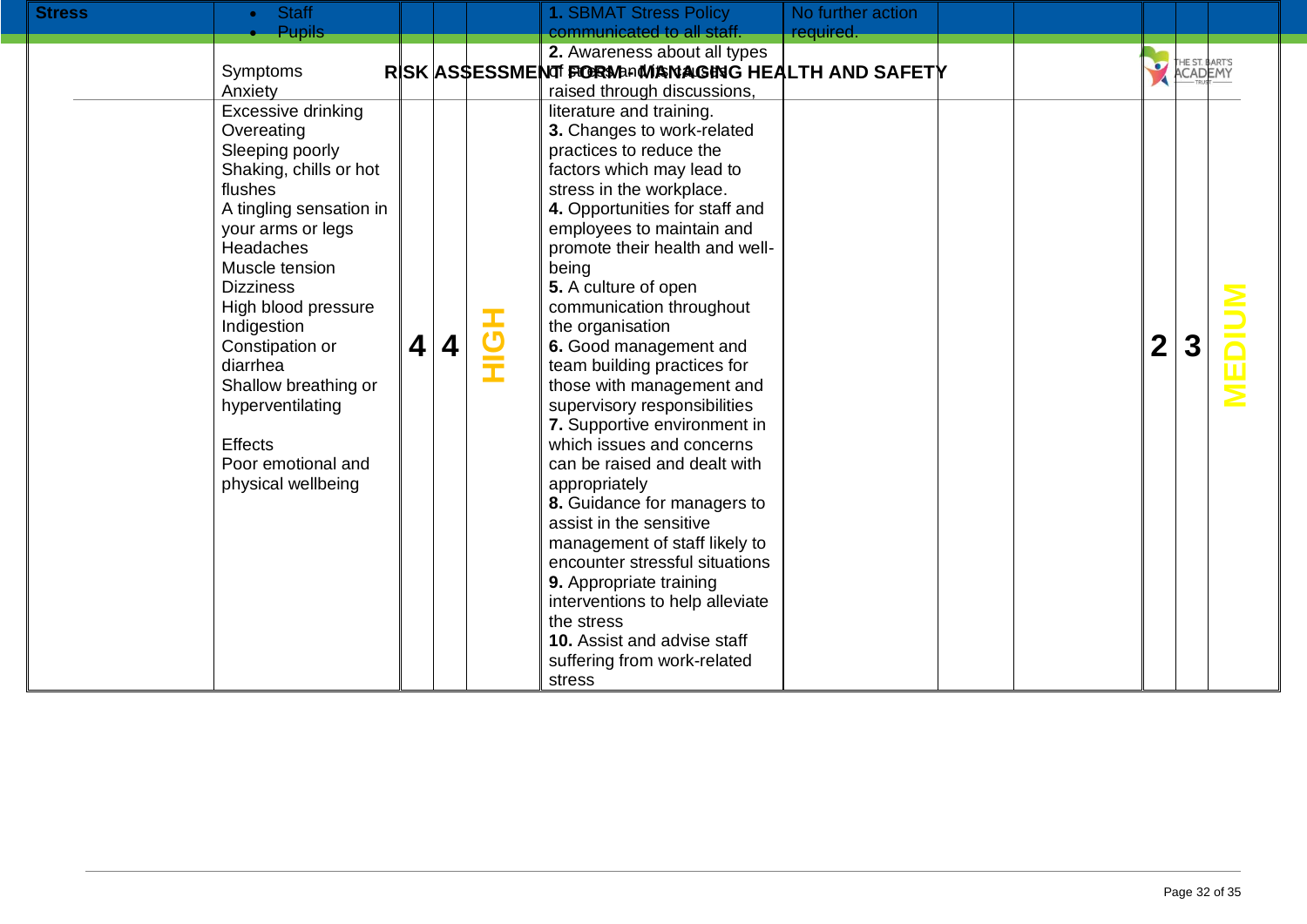| Stress | • Staff<br>• Pupils<br><br>Symptoms<br>Anxiety<br>Excessive drinking<br>Overeating<br>Sleeping poorly<br>Shaking, chills or hot flushes<br>A tingling sensation in your arms or legs<br>Headaches<br>Muscle tension<br>Dizziness<br>High blood pressure<br>Indigestion<br>Constipation or diarrhea<br>Shallow breathing or hyperventilating<br><br>Effects<br>Poor emotional and physical wellbeing | 4 | 4 | HIGH | **1.** SBMAT Stress Policy communicated to all staff.<br>**2.** Awareness about all types of stress and its causes raised through discussions, literature and training.<br>**3.** Changes to work-related practices to reduce the factors which may lead to stress in the workplace.<br>**4.** Opportunities for staff and employees to maintain and promote their health and well-being<br>**5.** A culture of open communication throughout the organisation<br>**6.** Good management and team building practices for those with management and supervisory responsibilities<br>**7.** Supportive environment in which issues and concerns can be raised and dealt with appropriately<br>**8.** Guidance for managers to assist in the sensitive management of staff likely to encounter stressful situations<br>**9.** Appropriate training interventions to help alleviate the stress<br>**10.** Assist and advise staff suffering from work-related stress | No further action required. | | | 2 | 3 | MEDIUM |
|---|---|---|---|---|---|---|---|---|---|---|---|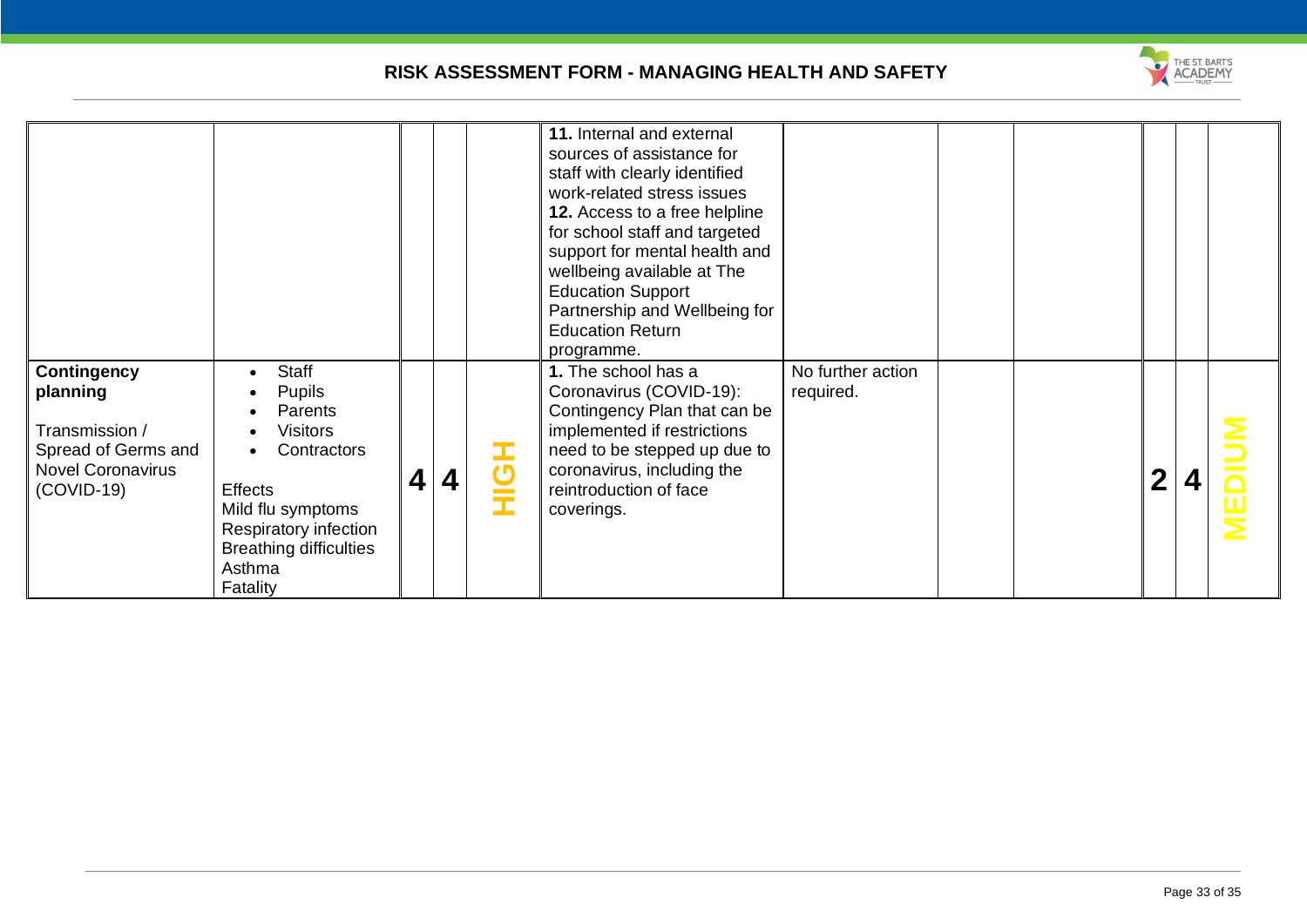# RISK ASSESSMENT FORM - MANAGING HEALTH AND SAFETY

| | | | | | | | | | | | |
|---|---|---|---|---|---|---|---|---|---|---|---|
| | | | | | **11.** Internal and external sources of assistance for staff with clearly identified work-related stress issues<br>**12.** Access to a free helpline for school staff and targeted support for mental health and wellbeing available at The Education Support Partnership and Wellbeing for Education Return programme. | | | | | | |
| **Contingency planning**<br><br>Transmission / Spread of Germs and Novel Coronavirus (COVID-19) | • Staff<br>• Pupils<br>• Parents<br>• Visitors<br>• Contractors<br><br>Effects<br>Mild flu symptoms<br>Respiratory infection<br>Breathing difficulties<br>Asthma<br>Fatality | **4** | **4** | **HIGH** | **1.** The school has a Coronavirus (COVID-19): Contingency Plan that can be implemented if restrictions need to be stepped up due to coronavirus, including the reintroduction of face coverings. | No further action required. | | | **2** | **4** | **MEDIUM** |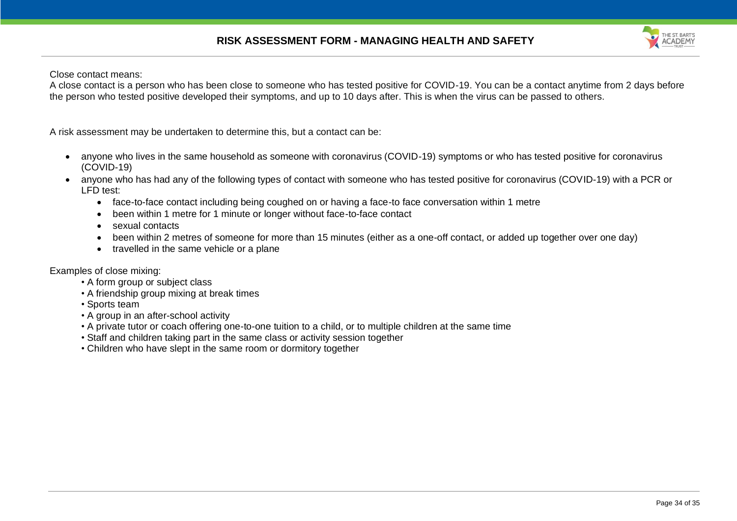Close contact means:

A close contact is a person who has been close to someone who has tested positive for COVID-19. You can be a contact anytime from 2 days before the person who tested positive developed their symptoms, and up to 10 days after. This is when the virus can be passed to others.

A risk assessment may be undertaken to determine this, but a contact can be:

- anyone who lives in the same household as someone with coronavirus (COVID-19) symptoms or who has tested positive for coronavirus (COVID-19)
- anyone who has had any of the following types of contact with someone who has tested positive for coronavirus (COVID-19) with a PCR or LFD test:
  - face-to-face contact including being coughed on or having a face-to face conversation within 1 metre
  - been within 1 metre for 1 minute or longer without face-to-face contact
  - sexual contacts
  - been within 2 metres of someone for more than 15 minutes (either as a one-off contact, or added up together over one day)
  - travelled in the same vehicle or a plane

Examples of close mixing:

- A form group or subject class
- A friendship group mixing at break times
- Sports team
- A group in an after-school activity
- A private tutor or coach offering one-to-one tuition to a child, or to multiple children at the same time
- Staff and children taking part in the same class or activity session together
- Children who have slept in the same room or dormitory together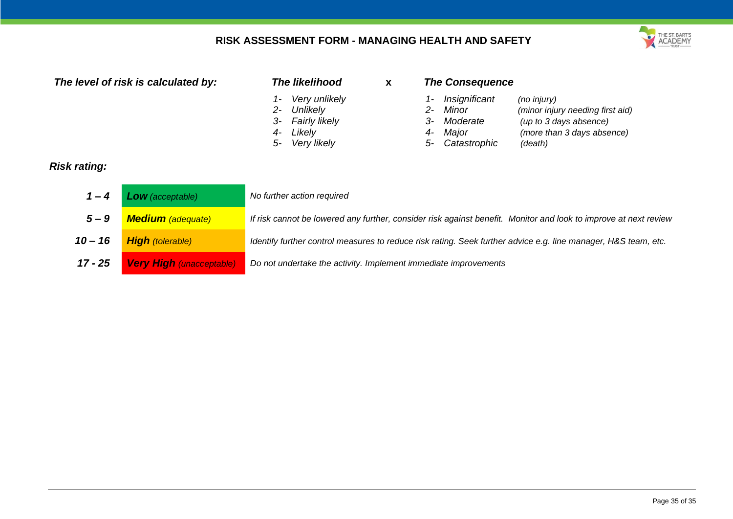**RISK ASSESSMENT FORM - MANAGING HEALTH AND SAFETY**

***The level of risk is calculated by:*** ***The likelihood*** **x** ***The Consequence***

| The likelihood | The Consequence | |
|---|---|---|
| *1- Very unlikely* | *1- Insignificant* | *(no injury)* |
| *2- Unlikely* | *2- Minor* | *(minor injury needing first aid)* |
| *3- Fairly likely* | *3- Moderate* | *(up to 3 days absence)* |
| *4- Likely* | *4- Major* | *(more than 3 days absence)* |
| *5- Very likely* | *5- Catastrophic* | *(death)* |

***Risk rating:***

| | | |
|---|---|---|
| ***1 – 4*** | ***Low** (acceptable)* | *No further action required* |
| ***5 – 9*** | ***Medium** (adequate)* | *If risk cannot be lowered any further, consider risk against benefit. Monitor and look to improve at next review* |
| ***10 – 16*** | ***High** (tolerable)* | *Identify further control measures to reduce risk rating. Seek further advice e.g. line manager, H&S team, etc.* |
| ***17 - 25*** | ***Very High** (unacceptable)* | *Do not undertake the activity. Implement immediate improvements* |